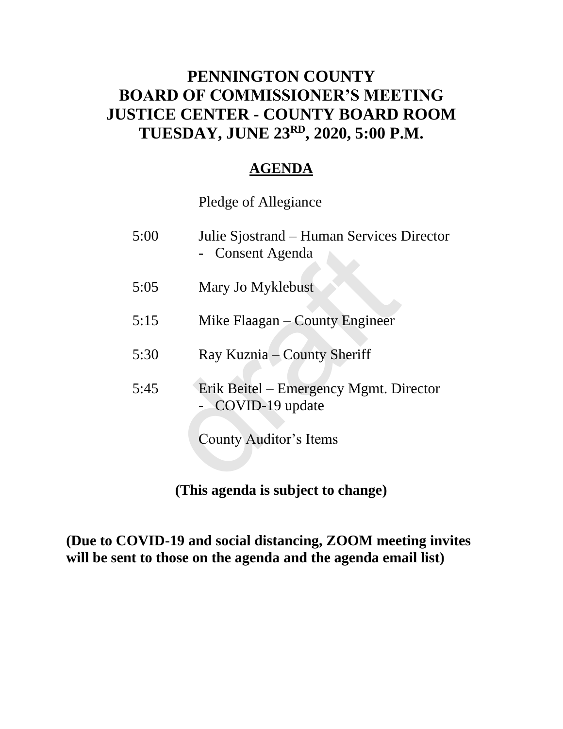# PENNINGTON COUNTY
# BOARD OF COMMISSIONER'S MEETING
# JUSTICE CENTER - COUNTY BOARD ROOM
# TUESDAY, JUNE 23RD, 2020, 5:00 P.M.

## AGENDA

Pledge of Allegiance

5:00 Julie Sjostrand – Human Services Director
- Consent Agenda

5:05 Mary Jo Myklebust

5:15 Mike Flaagan – County Engineer

5:30 Ray Kuznia – County Sheriff

5:45 Erik Beitel – Emergency Mgmt. Director
- COVID-19 update

County Auditor's Items

**(This agenda is subject to change)**

**(Due to COVID-19 and social distancing, ZOOM meeting invites will be sent to those on the agenda and the agenda email list)**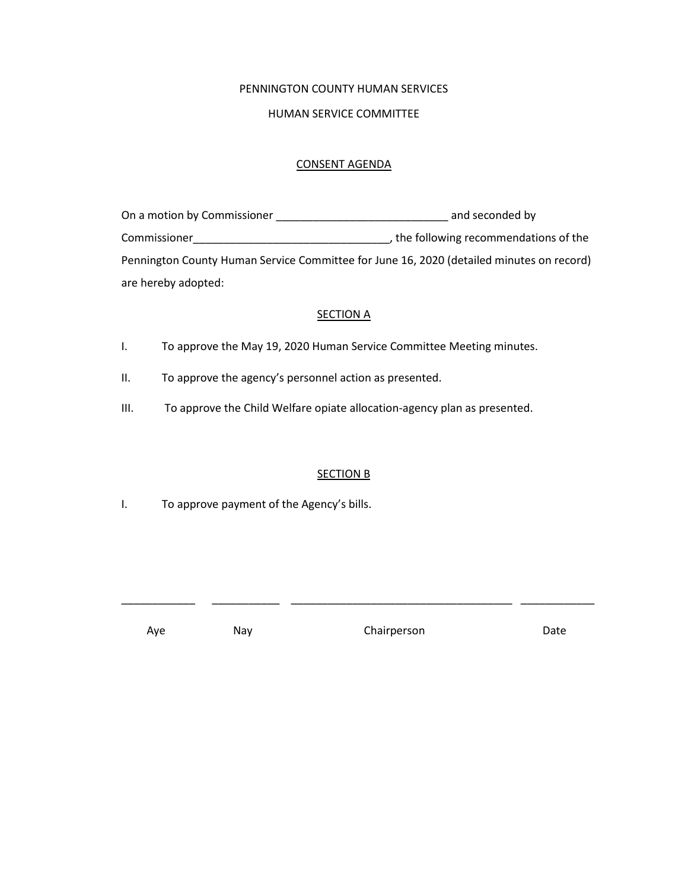PENNINGTON COUNTY HUMAN SERVICES

HUMAN SERVICE COMMITTEE

CONSENT AGENDA

On a motion by Commissioner ____________________________ and seconded by Commissioner________________________________, the following recommendations of the Pennington County Human Service Committee for June 16, 2020 (detailed minutes on record) are hereby adopted:

SECTION A

I. To approve the May 19, 2020 Human Service Committee Meeting minutes.

II. To approve the agency's personnel action as presented.

III. To approve the Child Welfare opiate allocation-agency plan as presented.

SECTION B

I. To approve payment of the Agency's bills.

| ____________ | ___________ | ____________________________________ | ____________ |
|---|---|---|---|
| Aye | Nay | Chairperson | Date |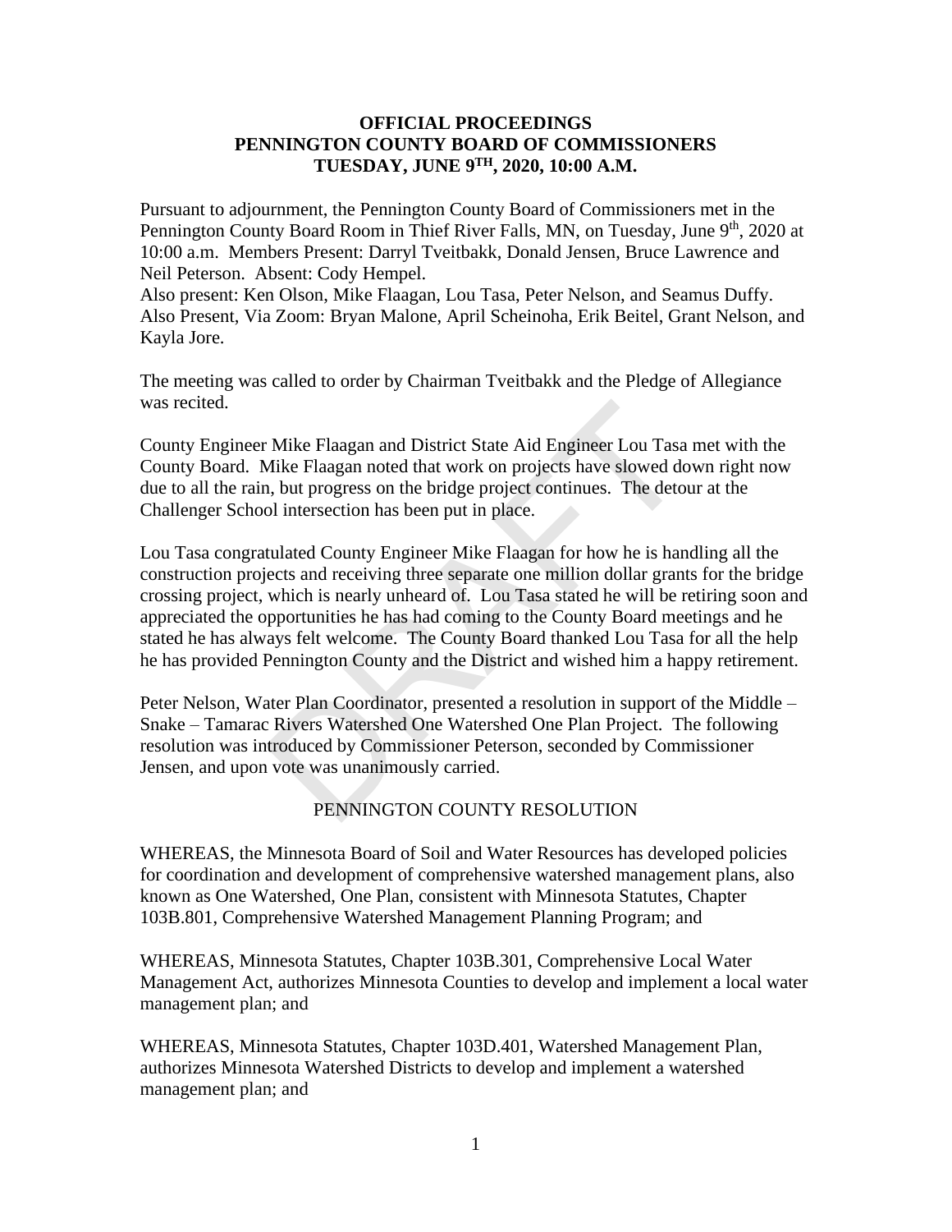**OFFICIAL PROCEEDINGS**
**PENNINGTON COUNTY BOARD OF COMMISSIONERS**
**TUESDAY, JUNE 9TH, 2020, 10:00 A.M.**

Pursuant to adjournment, the Pennington County Board of Commissioners met in the Pennington County Board Room in Thief River Falls, MN, on Tuesday, June 9th, 2020 at 10:00 a.m. Members Present: Darryl Tveitbakk, Donald Jensen, Bruce Lawrence and Neil Peterson. Absent: Cody Hempel.
Also present: Ken Olson, Mike Flaagan, Lou Tasa, Peter Nelson, and Seamus Duffy.
Also Present, Via Zoom: Bryan Malone, April Scheinoha, Erik Beitel, Grant Nelson, and Kayla Jore.

The meeting was called to order by Chairman Tveitbakk and the Pledge of Allegiance was recited.

County Engineer Mike Flaagan and District State Aid Engineer Lou Tasa met with the County Board. Mike Flaagan noted that work on projects have slowed down right now due to all the rain, but progress on the bridge project continues. The detour at the Challenger School intersection has been put in place.

Lou Tasa congratulated County Engineer Mike Flaagan for how he is handling all the construction projects and receiving three separate one million dollar grants for the bridge crossing project, which is nearly unheard of. Lou Tasa stated he will be retiring soon and appreciated the opportunities he has had coming to the County Board meetings and he stated he has always felt welcome. The County Board thanked Lou Tasa for all the help he has provided Pennington County and the District and wished him a happy retirement.

Peter Nelson, Water Plan Coordinator, presented a resolution in support of the Middle – Snake – Tamarac Rivers Watershed One Watershed One Plan Project. The following resolution was introduced by Commissioner Peterson, seconded by Commissioner Jensen, and upon vote was unanimously carried.

PENNINGTON COUNTY RESOLUTION

WHEREAS, the Minnesota Board of Soil and Water Resources has developed policies for coordination and development of comprehensive watershed management plans, also known as One Watershed, One Plan, consistent with Minnesota Statutes, Chapter 103B.801, Comprehensive Watershed Management Planning Program; and

WHEREAS, Minnesota Statutes, Chapter 103B.301, Comprehensive Local Water Management Act, authorizes Minnesota Counties to develop and implement a local water management plan; and

WHEREAS, Minnesota Statutes, Chapter 103D.401, Watershed Management Plan, authorizes Minnesota Watershed Districts to develop and implement a watershed management plan; and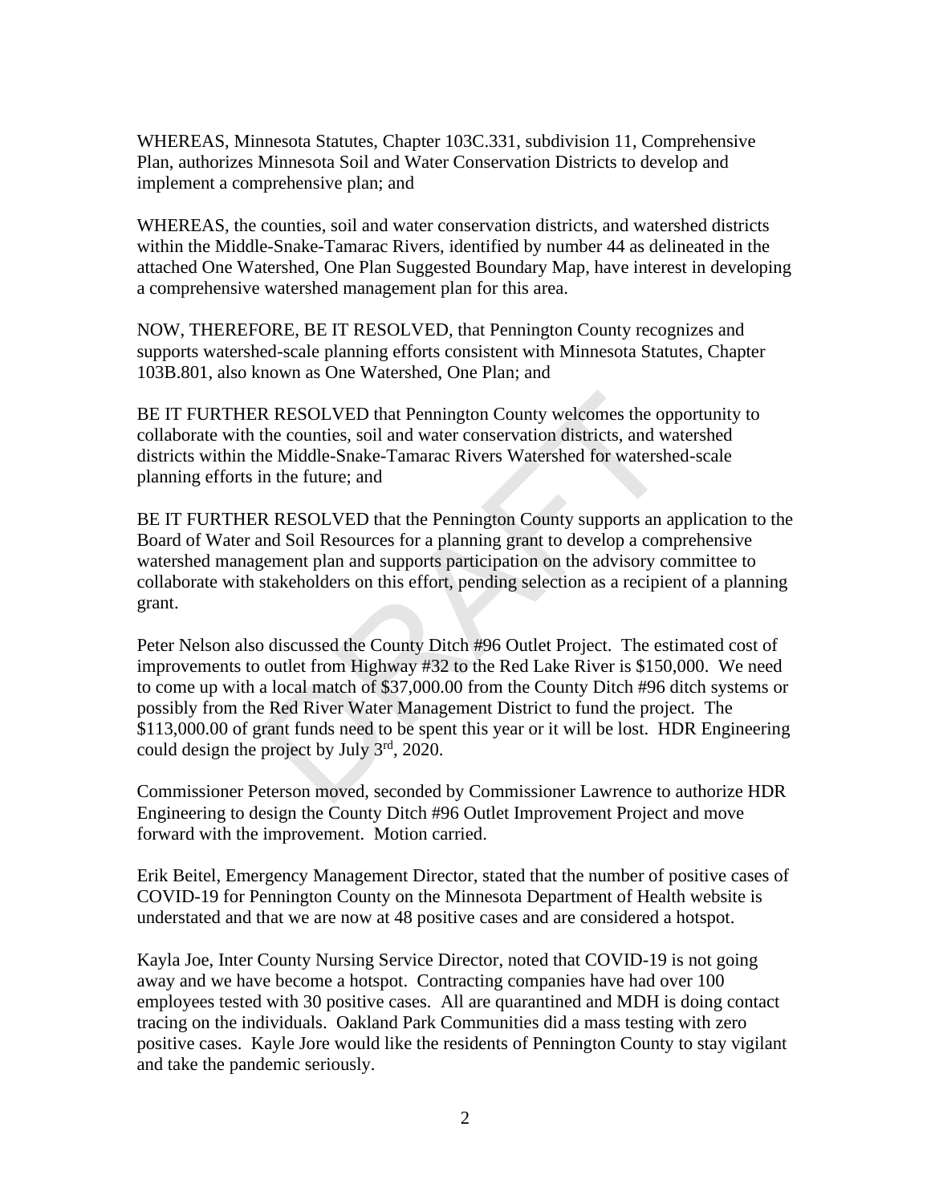WHEREAS, Minnesota Statutes, Chapter 103C.331, subdivision 11, Comprehensive Plan, authorizes Minnesota Soil and Water Conservation Districts to develop and implement a comprehensive plan; and

WHEREAS, the counties, soil and water conservation districts, and watershed districts within the Middle-Snake-Tamarac Rivers, identified by number 44 as delineated in the attached One Watershed, One Plan Suggested Boundary Map, have interest in developing a comprehensive watershed management plan for this area.

NOW, THEREFORE, BE IT RESOLVED, that Pennington County recognizes and supports watershed-scale planning efforts consistent with Minnesota Statutes, Chapter 103B.801, also known as One Watershed, One Plan; and

BE IT FURTHER RESOLVED that Pennington County welcomes the opportunity to collaborate with the counties, soil and water conservation districts, and watershed districts within the Middle-Snake-Tamarac Rivers Watershed for watershed-scale planning efforts in the future; and

BE IT FURTHER RESOLVED that the Pennington County supports an application to the Board of Water and Soil Resources for a planning grant to develop a comprehensive watershed management plan and supports participation on the advisory committee to collaborate with stakeholders on this effort, pending selection as a recipient of a planning grant.

Peter Nelson also discussed the County Ditch #96 Outlet Project. The estimated cost of improvements to outlet from Highway #32 to the Red Lake River is $150,000. We need to come up with a local match of $37,000.00 from the County Ditch #96 ditch systems or possibly from the Red River Water Management District to fund the project. The $113,000.00 of grant funds need to be spent this year or it will be lost. HDR Engineering could design the project by July 3rd, 2020.

Commissioner Peterson moved, seconded by Commissioner Lawrence to authorize HDR Engineering to design the County Ditch #96 Outlet Improvement Project and move forward with the improvement. Motion carried.

Erik Beitel, Emergency Management Director, stated that the number of positive cases of COVID-19 for Pennington County on the Minnesota Department of Health website is understated and that we are now at 48 positive cases and are considered a hotspot.

Kayla Joe, Inter County Nursing Service Director, noted that COVID-19 is not going away and we have become a hotspot. Contracting companies have had over 100 employees tested with 30 positive cases. All are quarantined and MDH is doing contact tracing on the individuals. Oakland Park Communities did a mass testing with zero positive cases. Kayle Jore would like the residents of Pennington County to stay vigilant and take the pandemic seriously.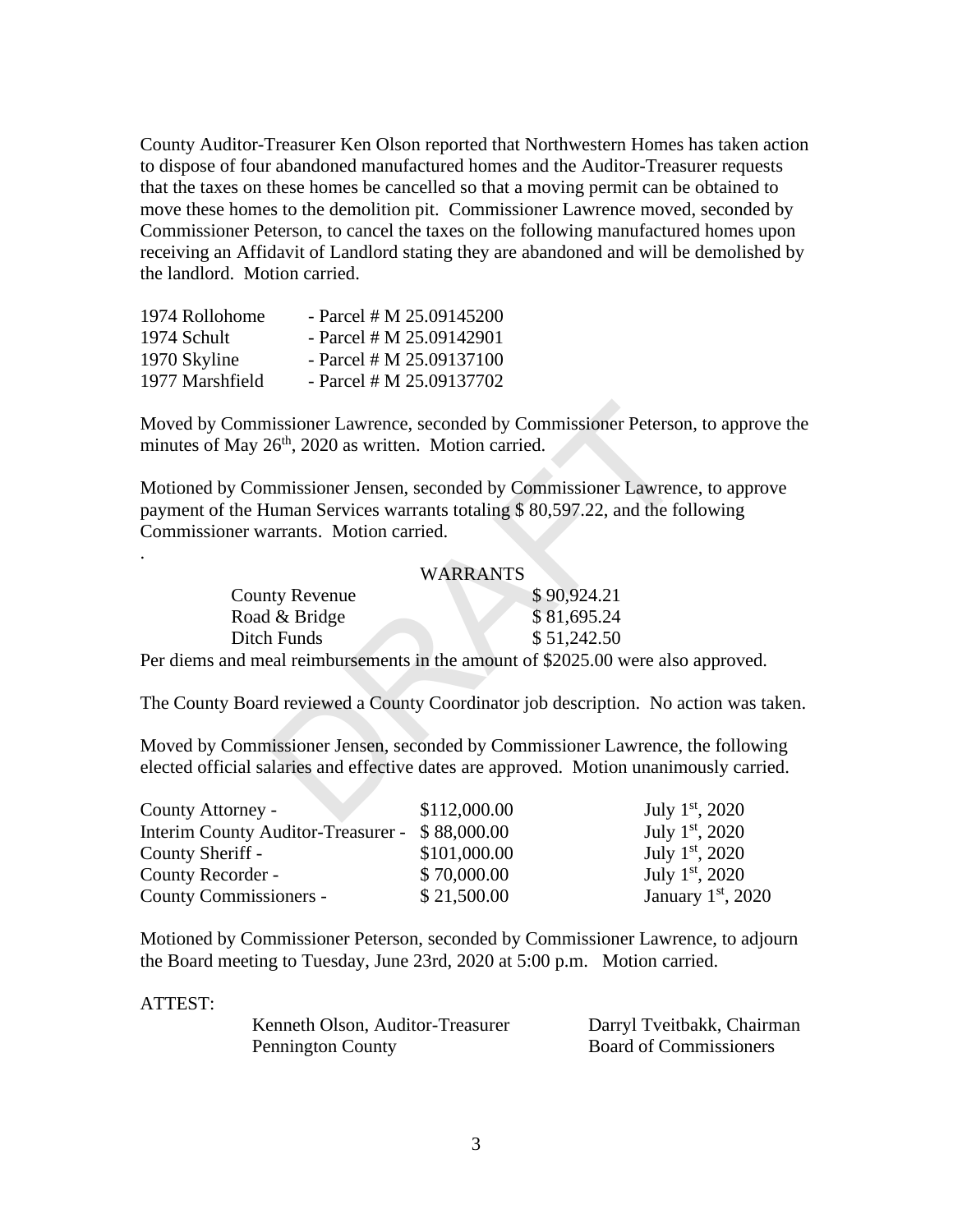County Auditor-Treasurer Ken Olson reported that Northwestern Homes has taken action to dispose of four abandoned manufactured homes and the Auditor-Treasurer requests that the taxes on these homes be cancelled so that a moving permit can be obtained to move these homes to the demolition pit. Commissioner Lawrence moved, seconded by Commissioner Peterson, to cancel the taxes on the following manufactured homes upon receiving an Affidavit of Landlord stating they are abandoned and will be demolished by the landlord. Motion carried.

| | |
|---|---|
| 1974 Rollohome | - Parcel # M 25.09145200 |
| 1974 Schult | - Parcel # M 25.09142901 |
| 1970 Skyline | - Parcel # M 25.09137100 |
| 1977 Marshfield | - Parcel # M 25.09137702 |

Moved by Commissioner Lawrence, seconded by Commissioner Peterson, to approve the minutes of May 26th, 2020 as written. Motion carried.

Motioned by Commissioner Jensen, seconded by Commissioner Lawrence, to approve payment of the Human Services warrants totaling $ 80,597.22, and the following Commissioner warrants. Motion carried.

.

| WARRANTS | |
|---|---|
| County Revenue | $ 90,924.21 |
| Road & Bridge | $ 81,695.24 |
| Ditch Funds | $ 51,242.50 |

Per diems and meal reimbursements in the amount of $2025.00 were also approved.

The County Board reviewed a County Coordinator job description. No action was taken.

Moved by Commissioner Jensen, seconded by Commissioner Lawrence, the following elected official salaries and effective dates are approved. Motion unanimously carried.

| | | |
|---|---|---|
| County Attorney - | $112,000.00 | July 1st, 2020 |
| Interim County Auditor-Treasurer - | $ 88,000.00 | July 1st, 2020 |
| County Sheriff - | $101,000.00 | July 1st, 2020 |
| County Recorder - | $ 70,000.00 | July 1st, 2020 |
| County Commissioners - | $ 21,500.00 | January 1st, 2020 |

Motioned by Commissioner Peterson, seconded by Commissioner Lawrence, to adjourn the Board meeting to Tuesday, June 23rd, 2020 at 5:00 p.m. Motion carried.

ATTEST:

| | |
|---|---|
| Kenneth Olson, Auditor-Treasurer | Darryl Tveitbakk, Chairman |
| Pennington County | Board of Commissioners |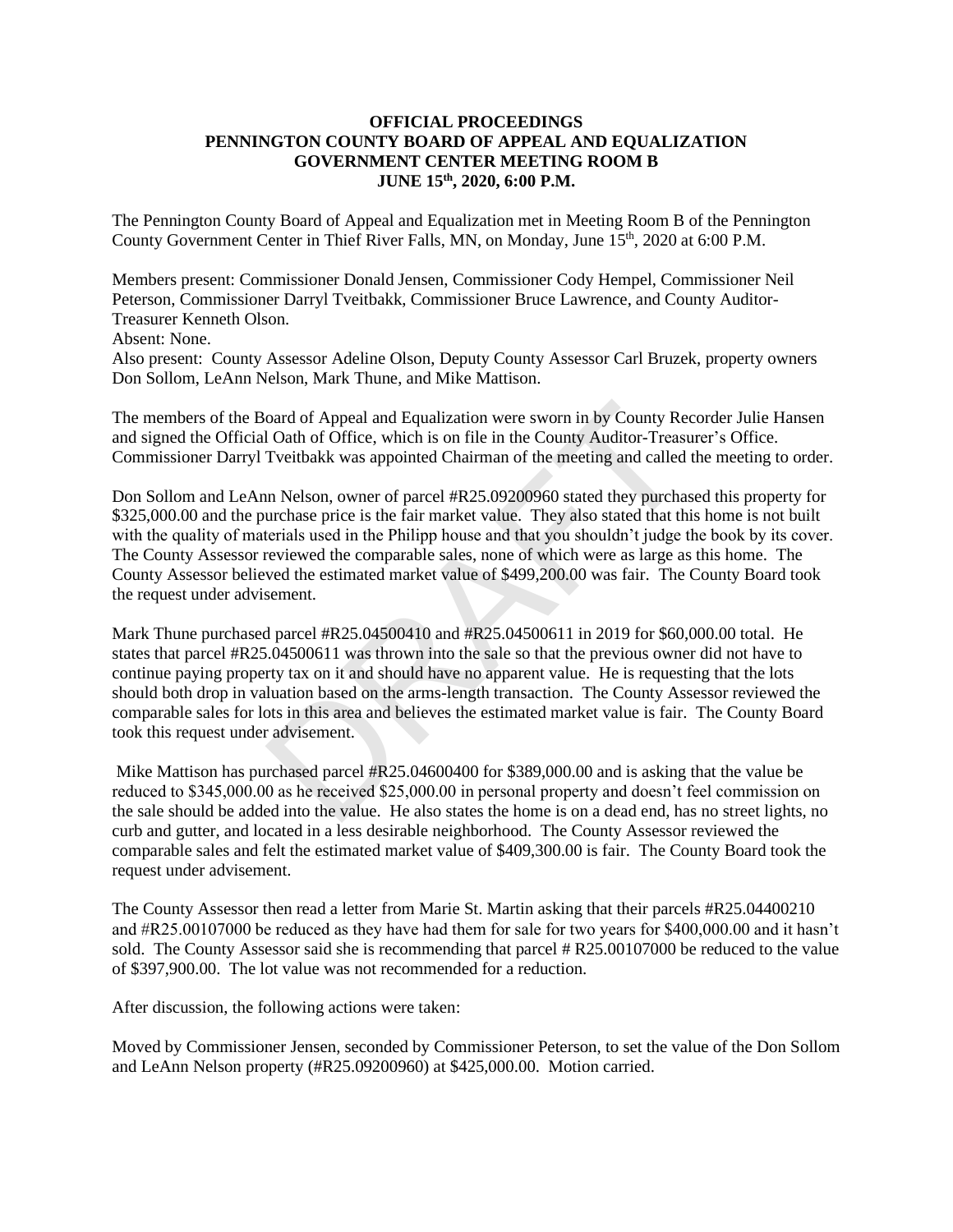**OFFICIAL PROCEEDINGS**
**PENNINGTON COUNTY BOARD OF APPEAL AND EQUALIZATION**
**GOVERNMENT CENTER MEETING ROOM B**
**JUNE 15th, 2020, 6:00 P.M.**

The Pennington County Board of Appeal and Equalization met in Meeting Room B of the Pennington County Government Center in Thief River Falls, MN, on Monday, June 15th, 2020 at 6:00 P.M.

Members present: Commissioner Donald Jensen, Commissioner Cody Hempel, Commissioner Neil Peterson, Commissioner Darryl Tveitbakk, Commissioner Bruce Lawrence, and County Auditor-Treasurer Kenneth Olson.
Absent: None.
Also present: County Assessor Adeline Olson, Deputy County Assessor Carl Bruzek, property owners Don Sollom, LeAnn Nelson, Mark Thune, and Mike Mattison.

The members of the Board of Appeal and Equalization were sworn in by County Recorder Julie Hansen and signed the Official Oath of Office, which is on file in the County Auditor-Treasurer's Office. Commissioner Darryl Tveitbakk was appointed Chairman of the meeting and called the meeting to order.

Don Sollom and LeAnn Nelson, owner of parcel #R25.09200960 stated they purchased this property for $325,000.00 and the purchase price is the fair market value. They also stated that this home is not built with the quality of materials used in the Philipp house and that you shouldn't judge the book by its cover. The County Assessor reviewed the comparable sales, none of which were as large as this home. The County Assessor believed the estimated market value of $499,200.00 was fair. The County Board took the request under advisement.

Mark Thune purchased parcel #R25.04500410 and #R25.04500611 in 2019 for $60,000.00 total. He states that parcel #R25.04500611 was thrown into the sale so that the previous owner did not have to continue paying property tax on it and should have no apparent value. He is requesting that the lots should both drop in valuation based on the arms-length transaction. The County Assessor reviewed the comparable sales for lots in this area and believes the estimated market value is fair. The County Board took this request under advisement.

Mike Mattison has purchased parcel #R25.04600400 for $389,000.00 and is asking that the value be reduced to $345,000.00 as he received $25,000.00 in personal property and doesn't feel commission on the sale should be added into the value. He also states the home is on a dead end, has no street lights, no curb and gutter, and located in a less desirable neighborhood. The County Assessor reviewed the comparable sales and felt the estimated market value of $409,300.00 is fair. The County Board took the request under advisement.

The County Assessor then read a letter from Marie St. Martin asking that their parcels #R25.04400210 and #R25.00107000 be reduced as they have had them for sale for two years for $400,000.00 and it hasn't sold. The County Assessor said she is recommending that parcel # R25.00107000 be reduced to the value of $397,900.00. The lot value was not recommended for a reduction.

After discussion, the following actions were taken:

Moved by Commissioner Jensen, seconded by Commissioner Peterson, to set the value of the Don Sollom and LeAnn Nelson property (#R25.09200960) at $425,000.00. Motion carried.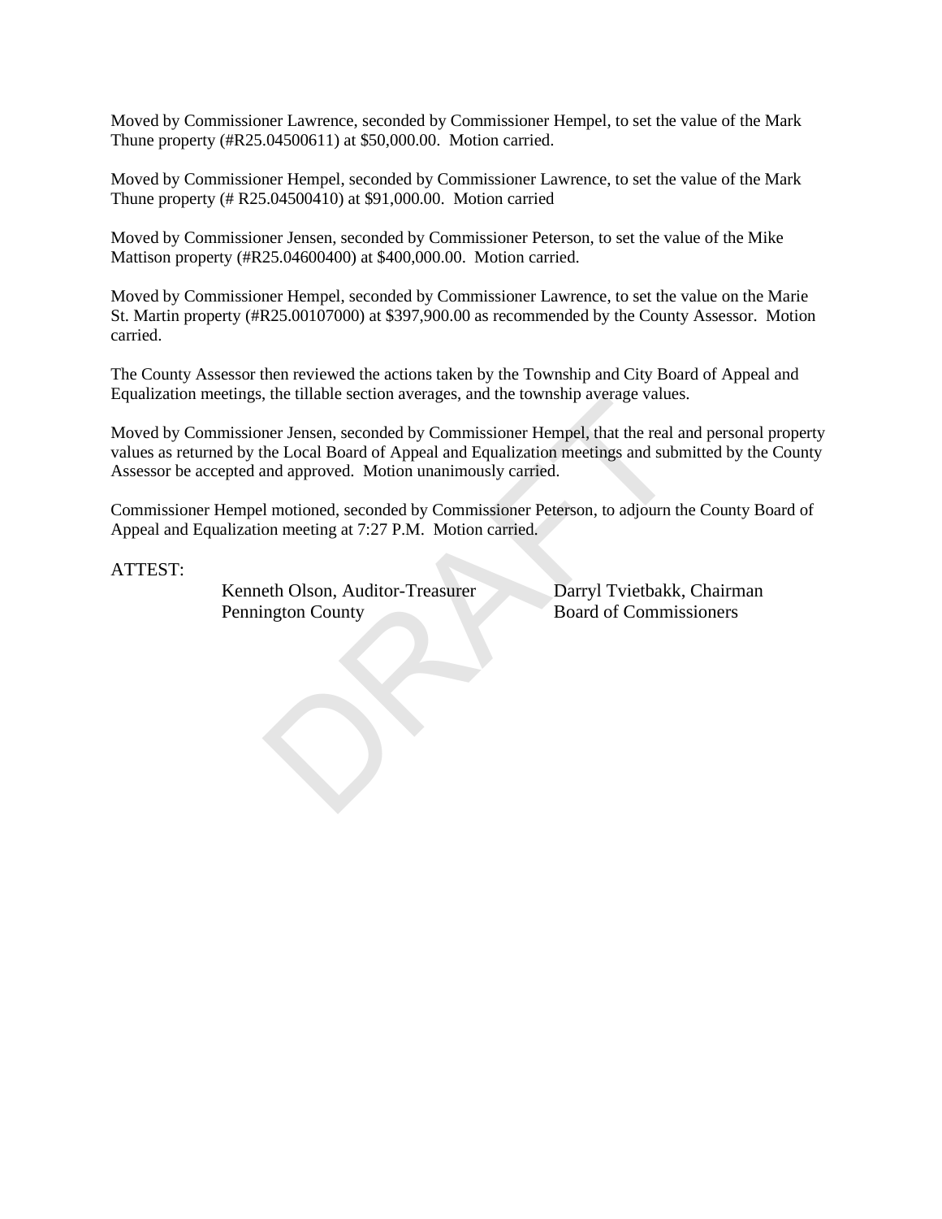Moved by Commissioner Lawrence, seconded by Commissioner Hempel, to set the value of the Mark Thune property (#R25.04500611) at $50,000.00. Motion carried.

Moved by Commissioner Hempel, seconded by Commissioner Lawrence, to set the value of the Mark Thune property (# R25.04500410) at $91,000.00. Motion carried

Moved by Commissioner Jensen, seconded by Commissioner Peterson, to set the value of the Mike Mattison property (#R25.04600400) at $400,000.00. Motion carried.

Moved by Commissioner Hempel, seconded by Commissioner Lawrence, to set the value on the Marie St. Martin property (#R25.00107000) at $397,900.00 as recommended by the County Assessor. Motion carried.

The County Assessor then reviewed the actions taken by the Township and City Board of Appeal and Equalization meetings, the tillable section averages, and the township average values.

Moved by Commissioner Jensen, seconded by Commissioner Hempel, that the real and personal property values as returned by the Local Board of Appeal and Equalization meetings and submitted by the County Assessor be accepted and approved. Motion unanimously carried.

Commissioner Hempel motioned, seconded by Commissioner Peterson, to adjourn the County Board of Appeal and Equalization meeting at 7:27 P.M. Motion carried.

ATTEST:

Kenneth Olson, Auditor-Treasurer
Pennington County

Darryl Tvietbakk, Chairman
Board of Commissioners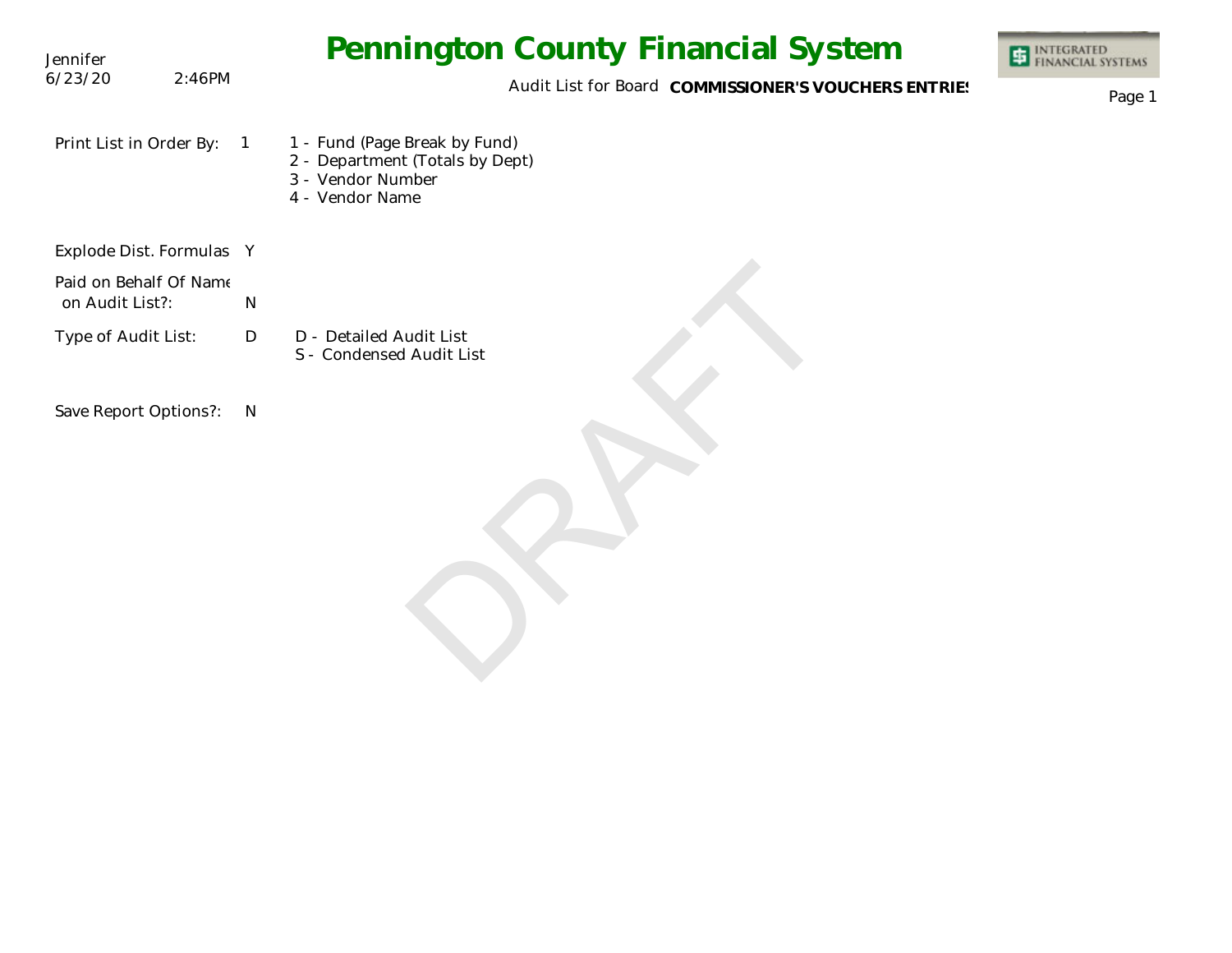Jennifer
6/23/20 2:46PM

# Pennington County Financial System

Audit List for Board **COMMISSIONER'S VOUCHERS ENTRIES**

Print List in Order By: 1

1 - Fund (Page Break by Fund)
2 - Department (Totals by Dept)
3 - Vendor Number
4 - Vendor Name

Explode Dist. Formulas Y

Paid on Behalf Of Name on Audit List?: N

Type of Audit List: D

D - Detailed Audit List
S - Condensed Audit List

Save Report Options?: N

DRAFT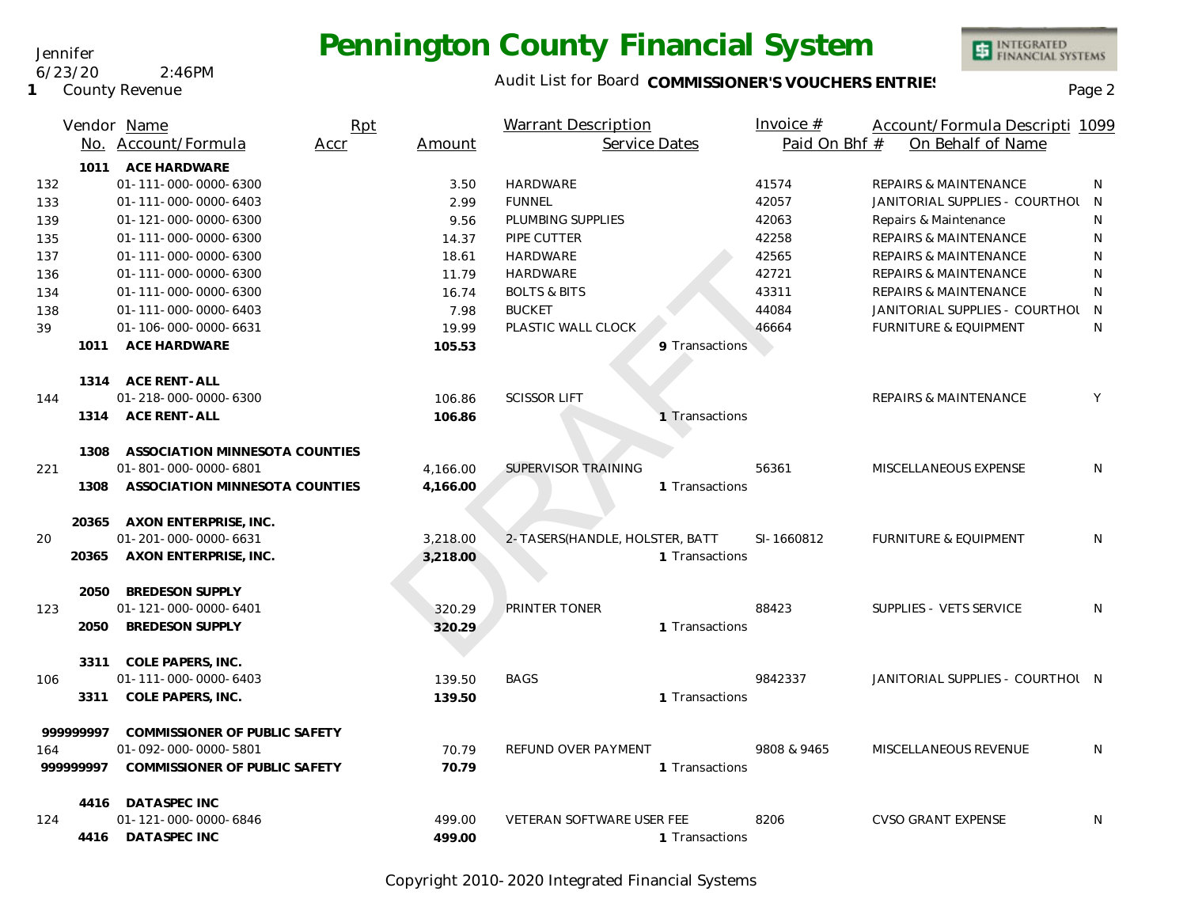# Pennington County Financial System

Jennifer
6/23/20 2:46PM
1 County Revenue

Audit List for Board **COMMISSIONER'S VOUCHERS ENTRIES**

| Vendor No. | Name / Account/Formula | Rpt Accr | Amount | Warrant Description / Service Dates | Invoice # / Paid On Bhf # | Account/Formula Description / On Behalf of Name | 1099 |
|---|---|---|---|---|---|---|---|
| 1011 | **ACE HARDWARE** | | | | | | |
| 132 | 01-111-000-0000-6300 | | 3.50 | HARDWARE | 41574 | REPAIRS & MAINTENANCE | N |
| 133 | 01-111-000-0000-6403 | | 2.99 | FUNNEL | 42057 | JANITORIAL SUPPLIES - COURTHOU | N |
| 139 | 01-121-000-0000-6300 | | 9.56 | PLUMBING SUPPLIES | 42063 | Repairs & Maintenance | N |
| 135 | 01-111-000-0000-6300 | | 14.37 | PIPE CUTTER | 42258 | REPAIRS & MAINTENANCE | N |
| 137 | 01-111-000-0000-6300 | | 18.61 | HARDWARE | 42565 | REPAIRS & MAINTENANCE | N |
| 136 | 01-111-000-0000-6300 | | 11.79 | HARDWARE | 42721 | REPAIRS & MAINTENANCE | N |
| 134 | 01-111-000-0000-6300 | | 16.74 | BOLTS & BITS | 43311 | REPAIRS & MAINTENANCE | N |
| 138 | 01-111-000-0000-6403 | | 7.98 | BUCKET | 44084 | JANITORIAL SUPPLIES - COURTHOU | N |
| 39 | 01-106-000-0000-6631 | | 19.99 | PLASTIC WALL CLOCK | 46664 | FURNITURE & EQUIPMENT | N |
| 1011 | **ACE HARDWARE** | | **105.53** | 9 Transactions | | | |
| 1314 | **ACE RENT-ALL** | | | | | | |
| 144 | 01-218-000-0000-6300 | | 106.86 | SCISSOR LIFT | | REPAIRS & MAINTENANCE | Y |
| 1314 | **ACE RENT-ALL** | | **106.86** | 1 Transactions | | | |
| 1308 | **ASSOCIATION MINNESOTA COUNTIES** | | | | | | |
| 221 | 01-801-000-0000-6801 | | 4,166.00 | SUPERVISOR TRAINING | 56361 | MISCELLANEOUS EXPENSE | N |
| 1308 | **ASSOCIATION MINNESOTA COUNTIES** | | **4,166.00** | 1 Transactions | | | |
| 20365 | **AXON ENTERPRISE, INC.** | | | | | | |
| 20 | 01-201-000-0000-6631 | | 3,218.00 | 2-TASERS(HANDLE, HOLSTER, BATT | SI-1660812 | FURNITURE & EQUIPMENT | N |
| 20365 | **AXON ENTERPRISE, INC.** | | **3,218.00** | 1 Transactions | | | |
| 2050 | **BREDESON SUPPLY** | | | | | | |
| 123 | 01-121-000-0000-6401 | | 320.29 | PRINTER TONER | 88423 | SUPPLIES - VETS SERVICE | N |
| 2050 | **BREDESON SUPPLY** | | **320.29** | 1 Transactions | | | |
| 3311 | **COLE PAPERS, INC.** | | | | | | |
| 106 | 01-111-000-0000-6403 | | 139.50 | BAGS | 9842337 | JANITORIAL SUPPLIES - COURTHOU | N |
| 3311 | **COLE PAPERS, INC.** | | **139.50** | 1 Transactions | | | |
| 999999997 | **COMMISSIONER OF PUBLIC SAFETY** | | | | | | |
| 164 | 01-092-000-0000-5801 | | 70.79 | REFUND OVER PAYMENT | 9808 & 9465 | MISCELLANEOUS REVENUE | N |
| 999999997 | **COMMISSIONER OF PUBLIC SAFETY** | | **70.79** | 1 Transactions | | | |
| 4416 | **DATASPEC INC** | | | | | | |
| 124 | 01-121-000-0000-6846 | | 499.00 | VETERAN SOFTWARE USER FEE | 8206 | CVSO GRANT EXPENSE | N |
| 4416 | **DATASPEC INC** | | **499.00** | 1 Transactions | | | |

DRAFT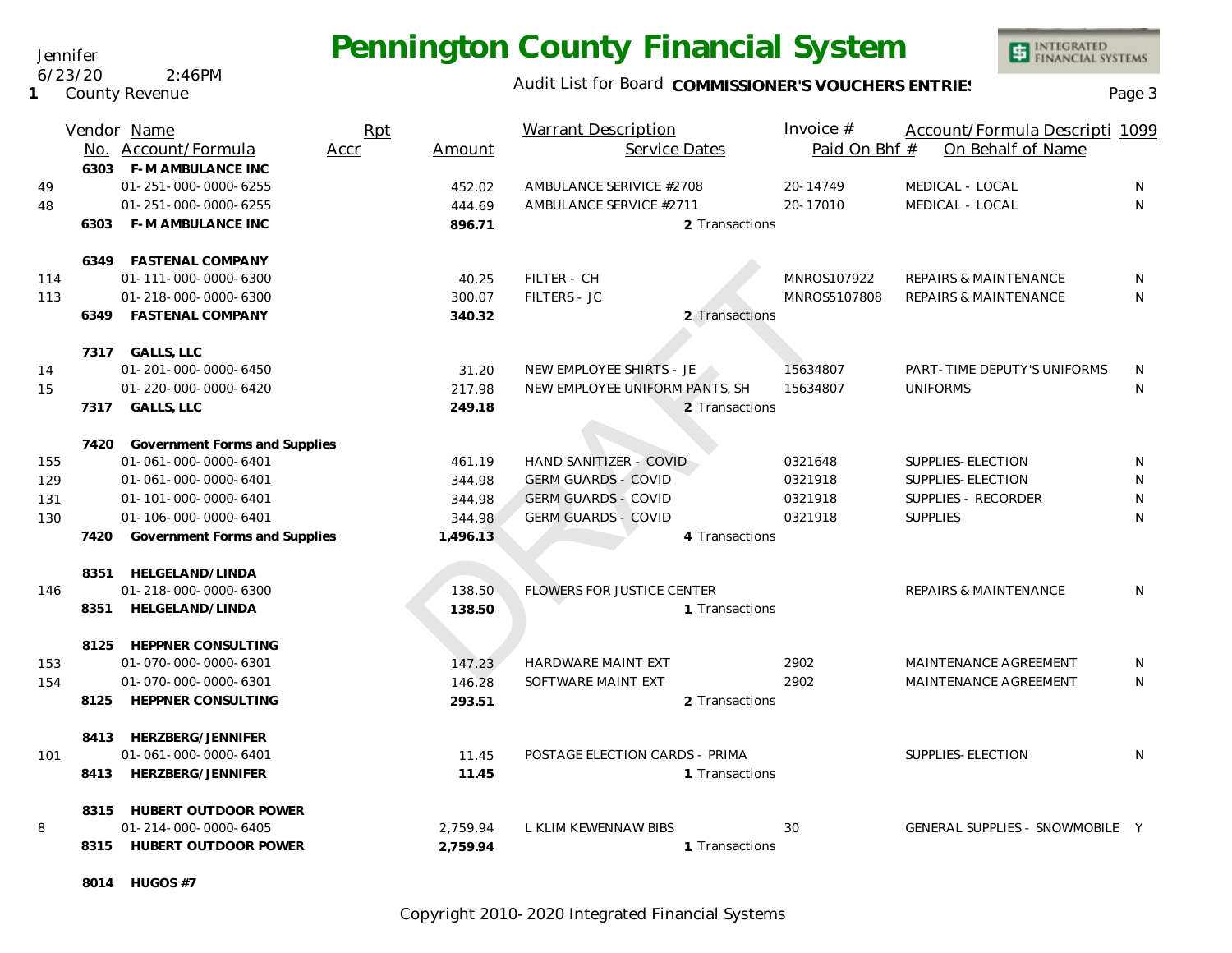# Pennington County Financial System

Jennifer
6/23/20 2:46PM
1 County Revenue

Audit List for Board **COMMISSIONER'S VOUCHERS ENTRIES**

| | Vendor No. | Name / Account/Formula | Rpt Accr | Amount | Warrant Description / Service Dates | Invoice # / Paid On Bhf # | Account/Formula Descripti / On Behalf of Name | 1099 |
|---|---|---|---|---|---|---|---|---|
| | 6303 | **F-M AMBULANCE INC** | | | | | | |
| 49 | | 01-251-000-0000-6255 | | 452.02 | AMBULANCE SERIVICE #2708 | 20-14749 | MEDICAL - LOCAL | N |
| 48 | | 01-251-000-0000-6255 | | 444.69 | AMBULANCE SERVICE #2711 | 20-17010 | MEDICAL - LOCAL | N |
| | 6303 | **F-M AMBULANCE INC** | | **896.71** | 2 Transactions | | | |
| | 6349 | **FASTENAL COMPANY** | | | | | | |
| 114 | | 01-111-000-0000-6300 | | 40.25 | FILTER - CH | MNROS107922 | REPAIRS & MAINTENANCE | N |
| 113 | | 01-218-000-0000-6300 | | 300.07 | FILTERS - JC | MNROS5107808 | REPAIRS & MAINTENANCE | N |
| | 6349 | **FASTENAL COMPANY** | | **340.32** | 2 Transactions | | | |
| | 7317 | **GALLS, LLC** | | | | | | |
| 14 | | 01-201-000-0000-6450 | | 31.20 | NEW EMPLOYEE SHIRTS - JE | 15634807 | PART-TIME DEPUTY'S UNIFORMS | N |
| 15 | | 01-220-000-0000-6420 | | 217.98 | NEW EMPLOYEE UNIFORM PANTS, SH | 15634807 | UNIFORMS | N |
| | 7317 | **GALLS, LLC** | | **249.18** | 2 Transactions | | | |
| | 7420 | **Government Forms and Supplies** | | | | | | |
| 155 | | 01-061-000-0000-6401 | | 461.19 | HAND SANITIZER - COVID | 0321648 | SUPPLIES-ELECTION | N |
| 129 | | 01-061-000-0000-6401 | | 344.98 | GERM GUARDS - COVID | 0321918 | SUPPLIES-ELECTION | N |
| 131 | | 01-101-000-0000-6401 | | 344.98 | GERM GUARDS - COVID | 0321918 | SUPPLIES - RECORDER | N |
| 130 | | 01-106-000-0000-6401 | | 344.98 | GERM GUARDS - COVID | 0321918 | SUPPLIES | N |
| | 7420 | **Government Forms and Supplies** | | **1,496.13** | 4 Transactions | | | |
| | 8351 | **HELGELAND/LINDA** | | | | | | |
| 146 | | 01-218-000-0000-6300 | | 138.50 | FLOWERS FOR JUSTICE CENTER | | REPAIRS & MAINTENANCE | N |
| | 8351 | **HELGELAND/LINDA** | | **138.50** | 1 Transactions | | | |
| | 8125 | **HEPPNER CONSULTING** | | | | | | |
| 153 | | 01-070-000-0000-6301 | | 147.23 | HARDWARE MAINT EXT | 2902 | MAINTENANCE AGREEMENT | N |
| 154 | | 01-070-000-0000-6301 | | 146.28 | SOFTWARE MAINT EXT | 2902 | MAINTENANCE AGREEMENT | N |
| | 8125 | **HEPPNER CONSULTING** | | **293.51** | 2 Transactions | | | |
| | 8413 | **HERZBERG/JENNIFER** | | | | | | |
| 101 | | 01-061-000-0000-6401 | | 11.45 | POSTAGE ELECTION CARDS - PRIMA | | SUPPLIES-ELECTION | N |
| | 8413 | **HERZBERG/JENNIFER** | | **11.45** | 1 Transactions | | | |
| | 8315 | **HUBERT OUTDOOR POWER** | | | | | | |
| 8 | | 01-214-000-0000-6405 | | 2,759.94 | L KLIM KEWENNAW BIBS | 30 | GENERAL SUPPLIES - SNOWMOBILE | Y |
| | 8315 | **HUBERT OUTDOOR POWER** | | **2,759.94** | 1 Transactions | | | |
| | 8014 | **HUGOS #7** | | | | | | |

Copyright 2010-2020 Integrated Financial Systems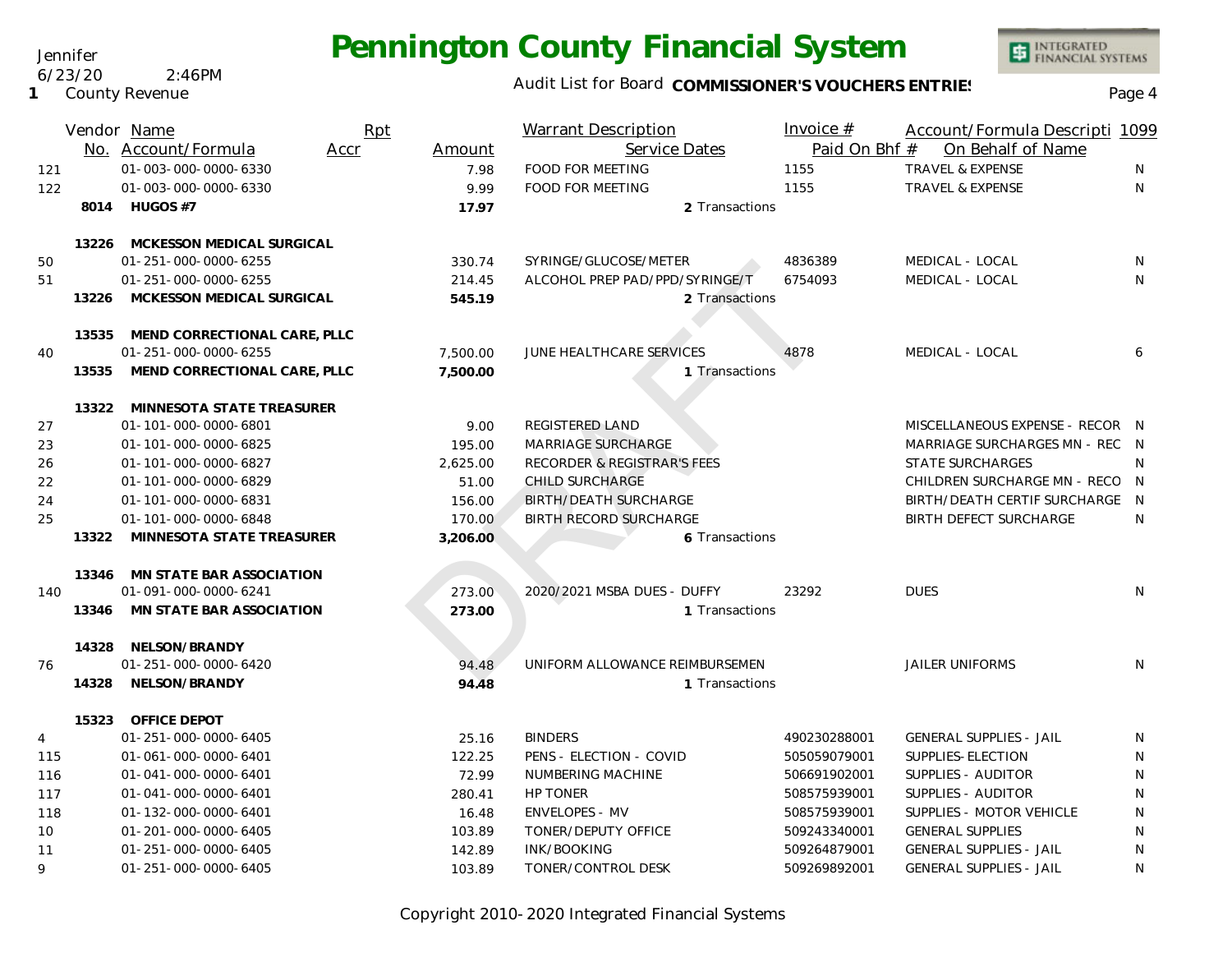Jennifer
6/23/20 2:46PM
1 County Revenue

# Pennington County Financial System

Audit List for Board **COMMISSIONER'S VOUCHERS ENTRIES**

| Vendor No. | Name / Account/Formula | Rpt Accr | Amount | Warrant Description / Service Dates | Invoice # / Paid On Bhf # | Account/Formula Description / On Behalf of Name | 1099 |
|---|---|---|---|---|---|---|---|
| 121 | 01-003-000-0000-6330 | | 7.98 | FOOD FOR MEETING | 1155 | TRAVEL & EXPENSE | N |
| 122 | 01-003-000-0000-6330 | | 9.99 | FOOD FOR MEETING | 1155 | TRAVEL & EXPENSE | N |
| 8014 | **HUGOS #7** | | **17.97** | 2 Transactions | | | |
| 13226 | **MCKESSON MEDICAL SURGICAL** | | | | | | |
| 50 | 01-251-000-0000-6255 | | 330.74 | SYRINGE/GLUCOSE/METER | 4836389 | MEDICAL - LOCAL | N |
| 51 | 01-251-000-0000-6255 | | 214.45 | ALCOHOL PREP PAD/PPD/SYRINGE/T | 6754093 | MEDICAL - LOCAL | N |
| 13226 | **MCKESSON MEDICAL SURGICAL** | | **545.19** | 2 Transactions | | | |
| 13535 | **MEND CORRECTIONAL CARE, PLLC** | | | | | | |
| 40 | 01-251-000-0000-6255 | | 7,500.00 | JUNE HEALTHCARE SERVICES | 4878 | MEDICAL - LOCAL | 6 |
| 13535 | **MEND CORRECTIONAL CARE, PLLC** | | **7,500.00** | 1 Transactions | | | |
| 13322 | **MINNESOTA STATE TREASURER** | | | | | | |
| 27 | 01-101-000-0000-6801 | | 9.00 | REGISTERED LAND | | MISCELLANEOUS EXPENSE - RECOR | N |
| 23 | 01-101-000-0000-6825 | | 195.00 | MARRIAGE SURCHARGE | | MARRIAGE SURCHARGES MN - REC | N |
| 26 | 01-101-000-0000-6827 | | 2,625.00 | RECORDER & REGISTRAR'S FEES | | STATE SURCHARGES | N |
| 22 | 01-101-000-0000-6829 | | 51.00 | CHILD SURCHARGE | | CHILDREN SURCHARGE MN - RECO | N |
| 24 | 01-101-000-0000-6831 | | 156.00 | BIRTH/DEATH SURCHARGE | | BIRTH/DEATH CERTIF SURCHARGE | N |
| 25 | 01-101-000-0000-6848 | | 170.00 | BIRTH RECORD SURCHARGE | | BIRTH DEFECT SURCHARGE | N |
| 13322 | **MINNESOTA STATE TREASURER** | | **3,206.00** | 6 Transactions | | | |
| 13346 | **MN STATE BAR ASSOCIATION** | | | | | | |
| 140 | 01-091-000-0000-6241 | | 273.00 | 2020/2021 MSBA DUES - DUFFY | 23292 | DUES | N |
| 13346 | **MN STATE BAR ASSOCIATION** | | **273.00** | 1 Transactions | | | |
| 14328 | **NELSON/BRANDY** | | | | | | |
| 76 | 01-251-000-0000-6420 | | 94.48 | UNIFORM ALLOWANCE REIMBURSEMEN | | JAILER UNIFORMS | N |
| 14328 | **NELSON/BRANDY** | | **94.48** | 1 Transactions | | | |
| 15323 | **OFFICE DEPOT** | | | | | | |
| 4 | 01-251-000-0000-6405 | | 25.16 | BINDERS | 490230288001 | GENERAL SUPPLIES - JAIL | N |
| 115 | 01-061-000-0000-6401 | | 122.25 | PENS - ELECTION - COVID | 505059079001 | SUPPLIES-ELECTION | N |
| 116 | 01-041-000-0000-6401 | | 72.99 | NUMBERING MACHINE | 506691902001 | SUPPLIES - AUDITOR | N |
| 117 | 01-041-000-0000-6401 | | 280.41 | HP TONER | 508575939001 | SUPPLIES - AUDITOR | N |
| 118 | 01-132-000-0000-6401 | | 16.48 | ENVELOPES - MV | 508575939001 | SUPPLIES - MOTOR VEHICLE | N |
| 10 | 01-201-000-0000-6405 | | 103.89 | TONER/DEPUTY OFFICE | 509243340001 | GENERAL SUPPLIES | N |
| 11 | 01-251-000-0000-6405 | | 142.89 | INK/BOOKING | 509264879001 | GENERAL SUPPLIES - JAIL | N |
| 9 | 01-251-000-0000-6405 | | 103.89 | TONER/CONTROL DESK | 509269892001 | GENERAL SUPPLIES - JAIL | N |

DRAFT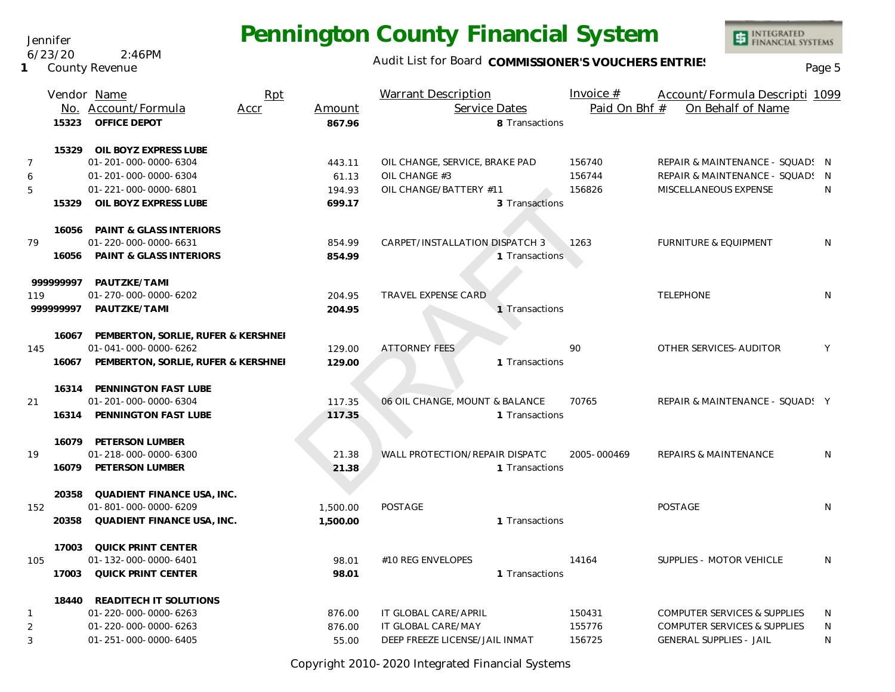Jennifer
6/23/20 2:46PM
1 County Revenue

# Pennington County Financial System

Audit List for Board **COMMISSIONER'S VOUCHERS ENTRIES**

| | Vendor No. | Name / Account/Formula | Rpt Accr | Amount | Warrant Description / Service Dates | Invoice # / Paid On Bhf # | Account/Formula Descripti / On Behalf of Name | 1099 |
|---|---|---|---|---|---|---|---|---|
| | **15323** | **OFFICE DEPOT** | | **867.96** | **8** Transactions | | | |
| | **15329** | **OIL BOYZ EXPRESS LUBE** | | | | | | |
| 7 | | 01-201-000-0000-6304 | | 443.11 | OIL CHANGE, SERVICE, BRAKE PAD | 156740 | REPAIR & MAINTENANCE - SQUADS | N |
| 6 | | 01-201-000-0000-6304 | | 61.13 | OIL CHANGE #3 | 156744 | REPAIR & MAINTENANCE - SQUADS | N |
| 5 | | 01-221-000-0000-6801 | | 194.93 | OIL CHANGE/BATTERY #11 | 156826 | MISCELLANEOUS EXPENSE | N |
| | **15329** | **OIL BOYZ EXPRESS LUBE** | | **699.17** | **3** Transactions | | | |
| | **16056** | **PAINT & GLASS INTERIORS** | | | | | | |
| 79 | | 01-220-000-0000-6631 | | 854.99 | CARPET/INSTALLATION DISPATCH 3 | 1263 | FURNITURE & EQUIPMENT | N |
| | **16056** | **PAINT & GLASS INTERIORS** | | **854.99** | **1** Transactions | | | |
| | **999999997** | **PAUTZKE/TAMI** | | | | | | |
| 119 | | 01-270-000-0000-6202 | | 204.95 | TRAVEL EXPENSE CARD | | TELEPHONE | N |
| | **999999997** | **PAUTZKE/TAMI** | | **204.95** | **1** Transactions | | | |
| | **16067** | **PEMBERTON, SORLIE, RUFER & KERSHNEI** | | | | | | |
| 145 | | 01-041-000-0000-6262 | | 129.00 | ATTORNEY FEES | 90 | OTHER SERVICES-AUDITOR | Y |
| | **16067** | **PEMBERTON, SORLIE, RUFER & KERSHNEI** | | **129.00** | **1** Transactions | | | |
| | **16314** | **PENNINGTON FAST LUBE** | | | | | | |
| 21 | | 01-201-000-0000-6304 | | 117.35 | 06 OIL CHANGE, MOUNT & BALANCE | 70765 | REPAIR & MAINTENANCE - SQUADS | Y |
| | **16314** | **PENNINGTON FAST LUBE** | | **117.35** | **1** Transactions | | | |
| | **16079** | **PETERSON LUMBER** | | | | | | |
| 19 | | 01-218-000-0000-6300 | | 21.38 | WALL PROTECTION/REPAIR DISPATC | 2005-000469 | REPAIRS & MAINTENANCE | N |
| | **16079** | **PETERSON LUMBER** | | **21.38** | **1** Transactions | | | |
| | **20358** | **QUADIENT FINANCE USA, INC.** | | | | | | |
| 152 | | 01-801-000-0000-6209 | | 1,500.00 | POSTAGE | | POSTAGE | N |
| | **20358** | **QUADIENT FINANCE USA, INC.** | | **1,500.00** | **1** Transactions | | | |
| | **17003** | **QUICK PRINT CENTER** | | | | | | |
| 105 | | 01-132-000-0000-6401 | | 98.01 | #10 REG ENVELOPES | 14164 | SUPPLIES - MOTOR VEHICLE | N |
| | **17003** | **QUICK PRINT CENTER** | | **98.01** | **1** Transactions | | | |
| | **18440** | **READITECH IT SOLUTIONS** | | | | | | |
| 1 | | 01-220-000-0000-6263 | | 876.00 | IT GLOBAL CARE/APRIL | 150431 | COMPUTER SERVICES & SUPPLIES | N |
| 2 | | 01-220-000-0000-6263 | | 876.00 | IT GLOBAL CARE/MAY | 155776 | COMPUTER SERVICES & SUPPLIES | N |
| 3 | | 01-251-000-0000-6405 | | 55.00 | DEEP FREEZE LICENSE/JAIL INMAT | 156725 | GENERAL SUPPLIES - JAIL | N |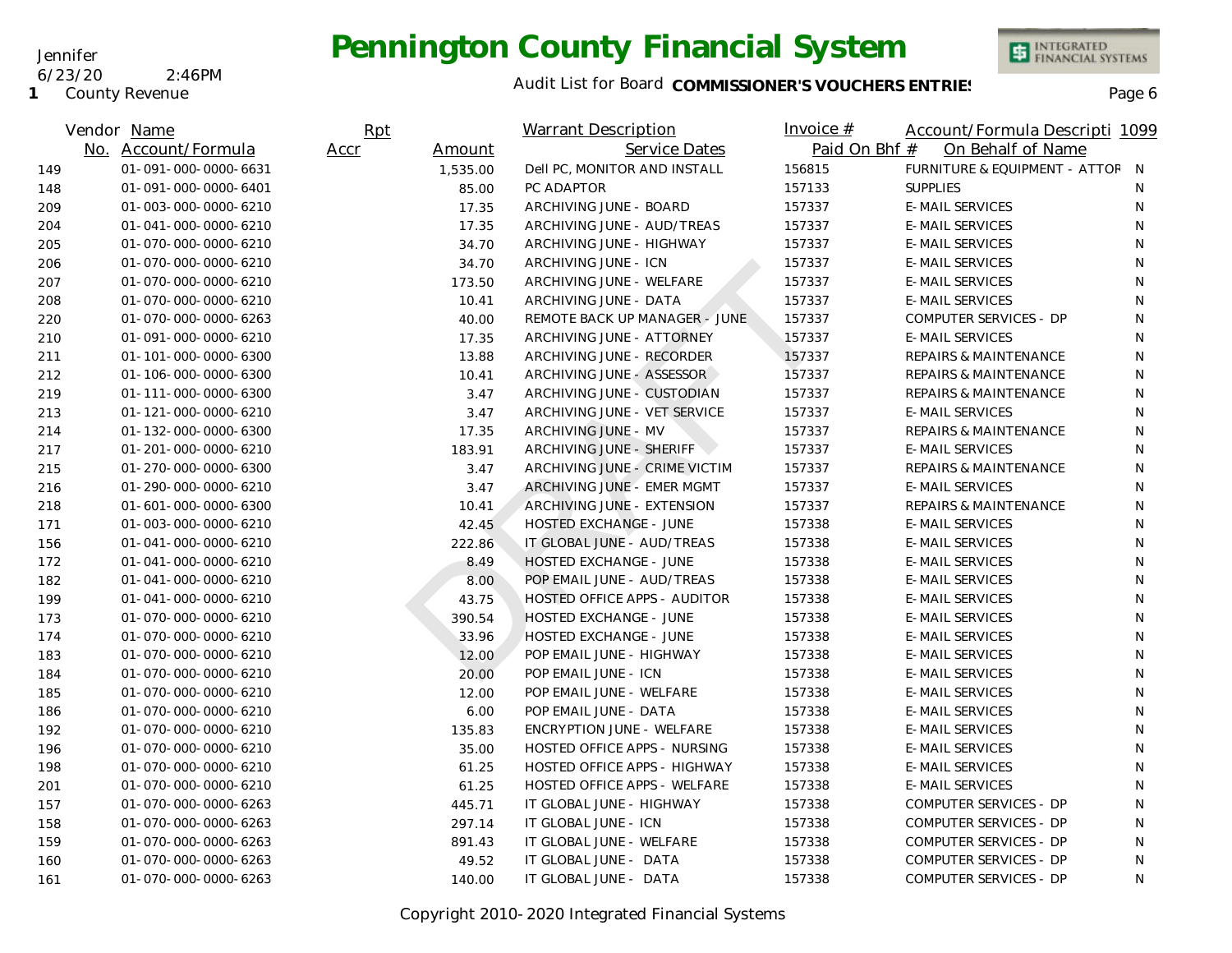# Pennington County Financial System

Jennifer
6/23/20 2:46PM
1 County Revenue

Audit List for Board **COMMISSIONER'S VOUCHERS ENTRIES**

| Vendor No. | Name / Account/Formula | Rpt Accr | Amount | Warrant Description / Service Dates | Invoice # / Paid On Bhf # | Account/Formula Descripti / On Behalf of Name | 1099 |
|---|---|---|---|---|---|---|---|
| 149 | 01-091-000-0000-6631 | | 1,535.00 | Dell PC, MONITOR AND INSTALL | 156815 | FURNITURE & EQUIPMENT - ATTOR | N |
| 148 | 01-091-000-0000-6401 | | 85.00 | PC ADAPTOR | 157133 | SUPPLIES | N |
| 209 | 01-003-000-0000-6210 | | 17.35 | ARCHIVING JUNE - BOARD | 157337 | E-MAIL SERVICES | N |
| 204 | 01-041-000-0000-6210 | | 17.35 | ARCHIVING JUNE - AUD/TREAS | 157337 | E-MAIL SERVICES | N |
| 205 | 01-070-000-0000-6210 | | 34.70 | ARCHIVING JUNE - HIGHWAY | 157337 | E-MAIL SERVICES | N |
| 206 | 01-070-000-0000-6210 | | 34.70 | ARCHIVING JUNE - ICN | 157337 | E-MAIL SERVICES | N |
| 207 | 01-070-000-0000-6210 | | 173.50 | ARCHIVING JUNE - WELFARE | 157337 | E-MAIL SERVICES | N |
| 208 | 01-070-000-0000-6210 | | 10.41 | ARCHIVING JUNE - DATA | 157337 | E-MAIL SERVICES | N |
| 220 | 01-070-000-0000-6263 | | 40.00 | REMOTE BACK UP MANAGER - JUNE | 157337 | COMPUTER SERVICES - DP | N |
| 210 | 01-091-000-0000-6210 | | 17.35 | ARCHIVING JUNE - ATTORNEY | 157337 | E-MAIL SERVICES | N |
| 211 | 01-101-000-0000-6300 | | 13.88 | ARCHIVING JUNE - RECORDER | 157337 | REPAIRS & MAINTENANCE | N |
| 212 | 01-106-000-0000-6300 | | 10.41 | ARCHIVING JUNE - ASSESSOR | 157337 | REPAIRS & MAINTENANCE | N |
| 219 | 01-111-000-0000-6300 | | 3.47 | ARCHIVING JUNE - CUSTODIAN | 157337 | REPAIRS & MAINTENANCE | N |
| 213 | 01-121-000-0000-6210 | | 3.47 | ARCHIVING JUNE - VET SERVICE | 157337 | E-MAIL SERVICES | N |
| 214 | 01-132-000-0000-6300 | | 17.35 | ARCHIVING JUNE - MV | 157337 | REPAIRS & MAINTENANCE | N |
| 217 | 01-201-000-0000-6210 | | 183.91 | ARCHIVING JUNE - SHERIFF | 157337 | E-MAIL SERVICES | N |
| 215 | 01-270-000-0000-6300 | | 3.47 | ARCHIVING JUNE - CRIME VICTIM | 157337 | REPAIRS & MAINTENANCE | N |
| 216 | 01-290-000-0000-6210 | | 3.47 | ARCHIVING JUNE - EMER MGMT | 157337 | E-MAIL SERVICES | N |
| 218 | 01-601-000-0000-6300 | | 10.41 | ARCHIVING JUNE - EXTENSION | 157337 | REPAIRS & MAINTENANCE | N |
| 171 | 01-003-000-0000-6210 | | 42.45 | HOSTED EXCHANGE - JUNE | 157338 | E-MAIL SERVICES | N |
| 156 | 01-041-000-0000-6210 | | 222.86 | IT GLOBAL JUNE - AUD/TREAS | 157338 | E-MAIL SERVICES | N |
| 172 | 01-041-000-0000-6210 | | 8.49 | HOSTED EXCHANGE - JUNE | 157338 | E-MAIL SERVICES | N |
| 182 | 01-041-000-0000-6210 | | 8.00 | POP EMAIL JUNE - AUD/TREAS | 157338 | E-MAIL SERVICES | N |
| 199 | 01-041-000-0000-6210 | | 43.75 | HOSTED OFFICE APPS - AUDITOR | 157338 | E-MAIL SERVICES | N |
| 173 | 01-070-000-0000-6210 | | 390.54 | HOSTED EXCHANGE - JUNE | 157338 | E-MAIL SERVICES | N |
| 174 | 01-070-000-0000-6210 | | 33.96 | HOSTED EXCHANGE - JUNE | 157338 | E-MAIL SERVICES | N |
| 183 | 01-070-000-0000-6210 | | 12.00 | POP EMAIL JUNE - HIGHWAY | 157338 | E-MAIL SERVICES | N |
| 184 | 01-070-000-0000-6210 | | 20.00 | POP EMAIL JUNE - ICN | 157338 | E-MAIL SERVICES | N |
| 185 | 01-070-000-0000-6210 | | 12.00 | POP EMAIL JUNE - WELFARE | 157338 | E-MAIL SERVICES | N |
| 186 | 01-070-000-0000-6210 | | 6.00 | POP EMAIL JUNE - DATA | 157338 | E-MAIL SERVICES | N |
| 192 | 01-070-000-0000-6210 | | 135.83 | ENCRYPTION JUNE - WELFARE | 157338 | E-MAIL SERVICES | N |
| 196 | 01-070-000-0000-6210 | | 35.00 | HOSTED OFFICE APPS - NURSING | 157338 | E-MAIL SERVICES | N |
| 198 | 01-070-000-0000-6210 | | 61.25 | HOSTED OFFICE APPS - HIGHWAY | 157338 | E-MAIL SERVICES | N |
| 201 | 01-070-000-0000-6210 | | 61.25 | HOSTED OFFICE APPS - WELFARE | 157338 | E-MAIL SERVICES | N |
| 157 | 01-070-000-0000-6263 | | 445.71 | IT GLOBAL JUNE - HIGHWAY | 157338 | COMPUTER SERVICES - DP | N |
| 158 | 01-070-000-0000-6263 | | 297.14 | IT GLOBAL JUNE - ICN | 157338 | COMPUTER SERVICES - DP | N |
| 159 | 01-070-000-0000-6263 | | 891.43 | IT GLOBAL JUNE - WELFARE | 157338 | COMPUTER SERVICES - DP | N |
| 160 | 01-070-000-0000-6263 | | 49.52 | IT GLOBAL JUNE - DATA | 157338 | COMPUTER SERVICES - DP | N |
| 161 | 01-070-000-0000-6263 | | 140.00 | IT GLOBAL JUNE - DATA | 157338 | COMPUTER SERVICES - DP | N |

Copyright 2010-2020 Integrated Financial Systems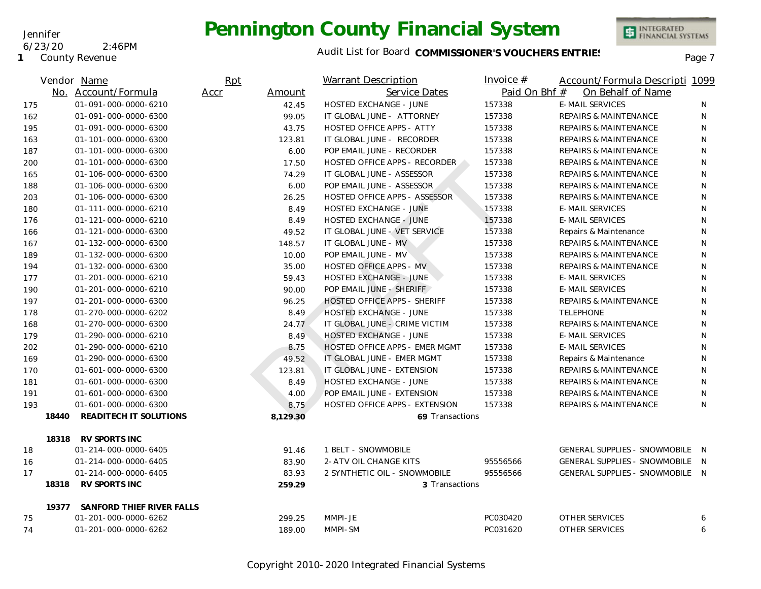# Pennington County Financial System

Jennifer
6/23/20 2:46PM
1 County Revenue

Audit List for Board **COMMISSIONER'S VOUCHERS ENTRIES**

| Vendor No. | Name / Account/Formula | Rpt Accr | Amount | Warrant Description / Service Dates | Invoice # / Paid On Bhf # | Account/Formula Description / On Behalf of Name | 1099 |
|---|---|---|---|---|---|---|---|
| 175 | 01-091-000-0000-6210 | | 42.45 | HOSTED EXCHANGE - JUNE | 157338 | E-MAIL SERVICES | N |
| 162 | 01-091-000-0000-6300 | | 99.05 | IT GLOBAL JUNE - ATTORNEY | 157338 | REPAIRS & MAINTENANCE | N |
| 195 | 01-091-000-0000-6300 | | 43.75 | HOSTED OFFICE APPS - ATTY | 157338 | REPAIRS & MAINTENANCE | N |
| 163 | 01-101-000-0000-6300 | | 123.81 | IT GLOBAL JUNE - RECORDER | 157338 | REPAIRS & MAINTENANCE | N |
| 187 | 01-101-000-0000-6300 | | 6.00 | POP EMAIL JUNE - RECORDER | 157338 | REPAIRS & MAINTENANCE | N |
| 200 | 01-101-000-0000-6300 | | 17.50 | HOSTED OFFICE APPS - RECORDER | 157338 | REPAIRS & MAINTENANCE | N |
| 165 | 01-106-000-0000-6300 | | 74.29 | IT GLOBAL JUNE - ASSESSOR | 157338 | REPAIRS & MAINTENANCE | N |
| 188 | 01-106-000-0000-6300 | | 6.00 | POP EMAIL JUNE - ASSESSOR | 157338 | REPAIRS & MAINTENANCE | N |
| 203 | 01-106-000-0000-6300 | | 26.25 | HOSTED OFFICE APPS - ASSESSOR | 157338 | REPAIRS & MAINTENANCE | N |
| 180 | 01-111-000-0000-6210 | | 8.49 | HOSTED EXCHANGE - JUNE | 157338 | E-MAIL SERVICES | N |
| 176 | 01-121-000-0000-6210 | | 8.49 | HOSTED EXCHANGE - JUNE | 157338 | E-MAIL SERVICES | N |
| 166 | 01-121-000-0000-6300 | | 49.52 | IT GLOBAL JUNE - VET SERVICE | 157338 | Repairs & Maintenance | N |
| 167 | 01-132-000-0000-6300 | | 148.57 | IT GLOBAL JUNE - MV | 157338 | REPAIRS & MAINTENANCE | N |
| 189 | 01-132-000-0000-6300 | | 10.00 | POP EMAIL JUNE - MV | 157338 | REPAIRS & MAINTENANCE | N |
| 194 | 01-132-000-0000-6300 | | 35.00 | HOSTED OFFICE APPS - MV | 157338 | REPAIRS & MAINTENANCE | N |
| 177 | 01-201-000-0000-6210 | | 59.43 | HOSTED EXCHANGE - JUNE | 157338 | E-MAIL SERVICES | N |
| 190 | 01-201-000-0000-6210 | | 90.00 | POP EMAIL JUNE - SHERIFF | 157338 | E-MAIL SERVICES | N |
| 197 | 01-201-000-0000-6300 | | 96.25 | HOSTED OFFICE APPS - SHERIFF | 157338 | REPAIRS & MAINTENANCE | N |
| 178 | 01-270-000-0000-6202 | | 8.49 | HOSTED EXCHANGE - JUNE | 157338 | TELEPHONE | N |
| 168 | 01-270-000-0000-6300 | | 24.77 | IT GLOBAL JUNE - CRIME VICTIM | 157338 | REPAIRS & MAINTENANCE | N |
| 179 | 01-290-000-0000-6210 | | 8.49 | HOSTED EXCHANGE - JUNE | 157338 | E-MAIL SERVICES | N |
| 202 | 01-290-000-0000-6210 | | 8.75 | HOSTED OFFICE APPS - EMER MGMT | 157338 | E-MAIL SERVICES | N |
| 169 | 01-290-000-0000-6300 | | 49.52 | IT GLOBAL JUNE - EMER MGMT | 157338 | Repairs & Maintenance | N |
| 170 | 01-601-000-0000-6300 | | 123.81 | IT GLOBAL JUNE - EXTENSION | 157338 | REPAIRS & MAINTENANCE | N |
| 181 | 01-601-000-0000-6300 | | 8.49 | HOSTED EXCHANGE - JUNE | 157338 | REPAIRS & MAINTENANCE | N |
| 191 | 01-601-000-0000-6300 | | 4.00 | POP EMAIL JUNE - EXTENSION | 157338 | REPAIRS & MAINTENANCE | N |
| 193 | 01-601-000-0000-6300 | | 8.75 | HOSTED OFFICE APPS - EXTENSION | 157338 | REPAIRS & MAINTENANCE | N |
| **18440** | **READITECH IT SOLUTIONS** | | **8,129.30** | 69 Transactions | | | |
| **18318** | **RV SPORTS INC** | | | | | | |
| 18 | 01-214-000-0000-6405 | | 91.46 | 1 BELT - SNOWMOBILE | | GENERAL SUPPLIES - SNOWMOBILE | N |
| 16 | 01-214-000-0000-6405 | | 83.90 | 2-ATV OIL CHANGE KITS | 95556566 | GENERAL SUPPLIES - SNOWMOBILE | N |
| 17 | 01-214-000-0000-6405 | | 83.93 | 2 SYNTHETIC OIL - SNOWMOBILE | 95556566 | GENERAL SUPPLIES - SNOWMOBILE | N |
| **18318** | **RV SPORTS INC** | | **259.29** | 3 Transactions | | | |
| **19377** | **SANFORD THIEF RIVER FALLS** | | | | | | |
| 75 | 01-201-000-0000-6262 | | 299.25 | MMPI-JE | PC030420 | OTHER SERVICES | 6 |
| 74 | 01-201-000-0000-6262 | | 189.00 | MMPI-SM | PC031620 | OTHER SERVICES | 6 |

Copyright 2010-2020 Integrated Financial Systems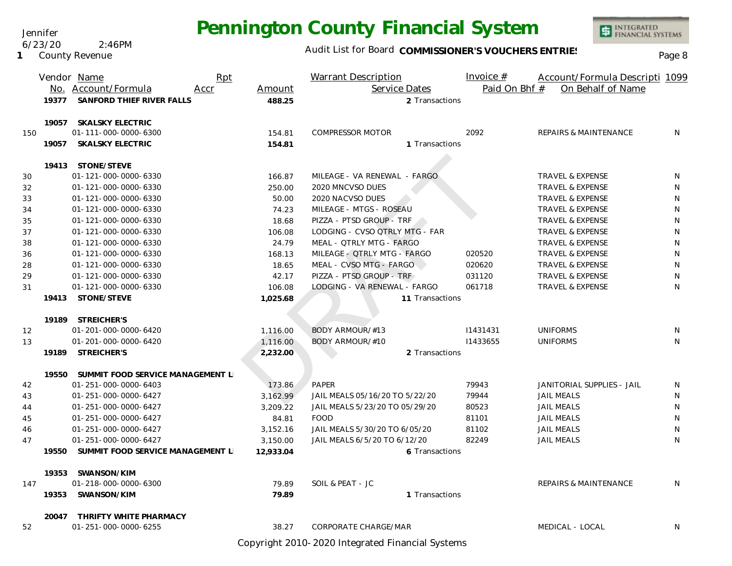| | Vendor No. | Name / Account/Formula | Rpt Accr | Amount | Warrant Description / Service Dates | Invoice # / Paid On Bhf # | Account/Formula Descripti / On Behalf of Name | 1099 |
|---|---|---|---|---|---|---|---|---|
| | 19377 | **SANFORD THIEF RIVER FALLS** | | **488.25** | 2 Transactions | | | |
| | 19057 | **SKALSKY ELECTRIC** | | | | | | |
| 150 | | 01-111-000-0000-6300 | | 154.81 | COMPRESSOR MOTOR | 2092 | REPAIRS & MAINTENANCE | N |
| | 19057 | **SKALSKY ELECTRIC** | | **154.81** | 1 Transactions | | | |
| | 19413 | **STONE/STEVE** | | | | | | |
| 30 | | 01-121-000-0000-6330 | | 166.87 | MILEAGE - VA RENEWAL - FARGO | | TRAVEL & EXPENSE | N |
| 32 | | 01-121-000-0000-6330 | | 250.00 | 2020 MNCVSO DUES | | TRAVEL & EXPENSE | N |
| 33 | | 01-121-000-0000-6330 | | 50.00 | 2020 NACVSO DUES | | TRAVEL & EXPENSE | N |
| 34 | | 01-121-000-0000-6330 | | 74.23 | MILEAGE - MTGS - ROSEAU | | TRAVEL & EXPENSE | N |
| 35 | | 01-121-000-0000-6330 | | 18.68 | PIZZA - PTSD GROUP - TRF | | TRAVEL & EXPENSE | N |
| 37 | | 01-121-000-0000-6330 | | 106.08 | LODGING - CVSO QTRLY MTG - FAR | | TRAVEL & EXPENSE | N |
| 38 | | 01-121-000-0000-6330 | | 24.79 | MEAL - QTRLY MTG - FARGO | | TRAVEL & EXPENSE | N |
| 36 | | 01-121-000-0000-6330 | | 168.13 | MILEAGE - QTRLY MTG - FARGO | 020520 | TRAVEL & EXPENSE | N |
| 28 | | 01-121-000-0000-6330 | | 18.65 | MEAL - CVSO MTG - FARGO | 020620 | TRAVEL & EXPENSE | N |
| 29 | | 01-121-000-0000-6330 | | 42.17 | PIZZA - PTSD GROUP - TRF | 031120 | TRAVEL & EXPENSE | N |
| 31 | | 01-121-000-0000-6330 | | 106.08 | LODGING - VA RENEWAL - FARGO | 061718 | TRAVEL & EXPENSE | N |
| | 19413 | **STONE/STEVE** | | **1,025.68** | 11 Transactions | | | |
| | 19189 | **STREICHER'S** | | | | | | |
| 12 | | 01-201-000-0000-6420 | | 1,116.00 | BODY ARMOUR/#13 | I1431431 | UNIFORMS | N |
| 13 | | 01-201-000-0000-6420 | | 1,116.00 | BODY ARMOUR/#10 | I1433655 | UNIFORMS | N |
| | 19189 | **STREICHER'S** | | **2,232.00** | 2 Transactions | | | |
| | 19550 | **SUMMIT FOOD SERVICE MANAGEMENT L** | | | | | | |
| 42 | | 01-251-000-0000-6403 | | 173.86 | PAPER | 79943 | JANITORIAL SUPPLIES - JAIL | N |
| 43 | | 01-251-000-0000-6427 | | 3,162.99 | JAIL MEALS 05/16/20 TO 5/22/20 | 79944 | JAIL MEALS | N |
| 44 | | 01-251-000-0000-6427 | | 3,209.22 | JAIL MEALS 5/23/20 TO 05/29/20 | 80523 | JAIL MEALS | N |
| 45 | | 01-251-000-0000-6427 | | 84.81 | FOOD | 81101 | JAIL MEALS | N |
| 46 | | 01-251-000-0000-6427 | | 3,152.16 | JAIL MEALS 5/30/20 TO 6/05/20 | 81102 | JAIL MEALS | N |
| 47 | | 01-251-000-0000-6427 | | 3,150.00 | JAIL MEALS 6/5/20 TO 6/12/20 | 82249 | JAIL MEALS | N |
| | 19550 | **SUMMIT FOOD SERVICE MANAGEMENT L** | | **12,933.04** | 6 Transactions | | | |
| | 19353 | **SWANSON/KIM** | | | | | | |
| 147 | | 01-218-000-0000-6300 | | 79.89 | SOIL & PEAT - JC | | REPAIRS & MAINTENANCE | N |
| | 19353 | **SWANSON/KIM** | | **79.89** | 1 Transactions | | | |
| | 20047 | **THRIFTY WHITE PHARMACY** | | | | | | |
| 52 | | 01-251-000-0000-6255 | | 38.27 | CORPORATE CHARGE/MAR | | MEDICAL - LOCAL | N |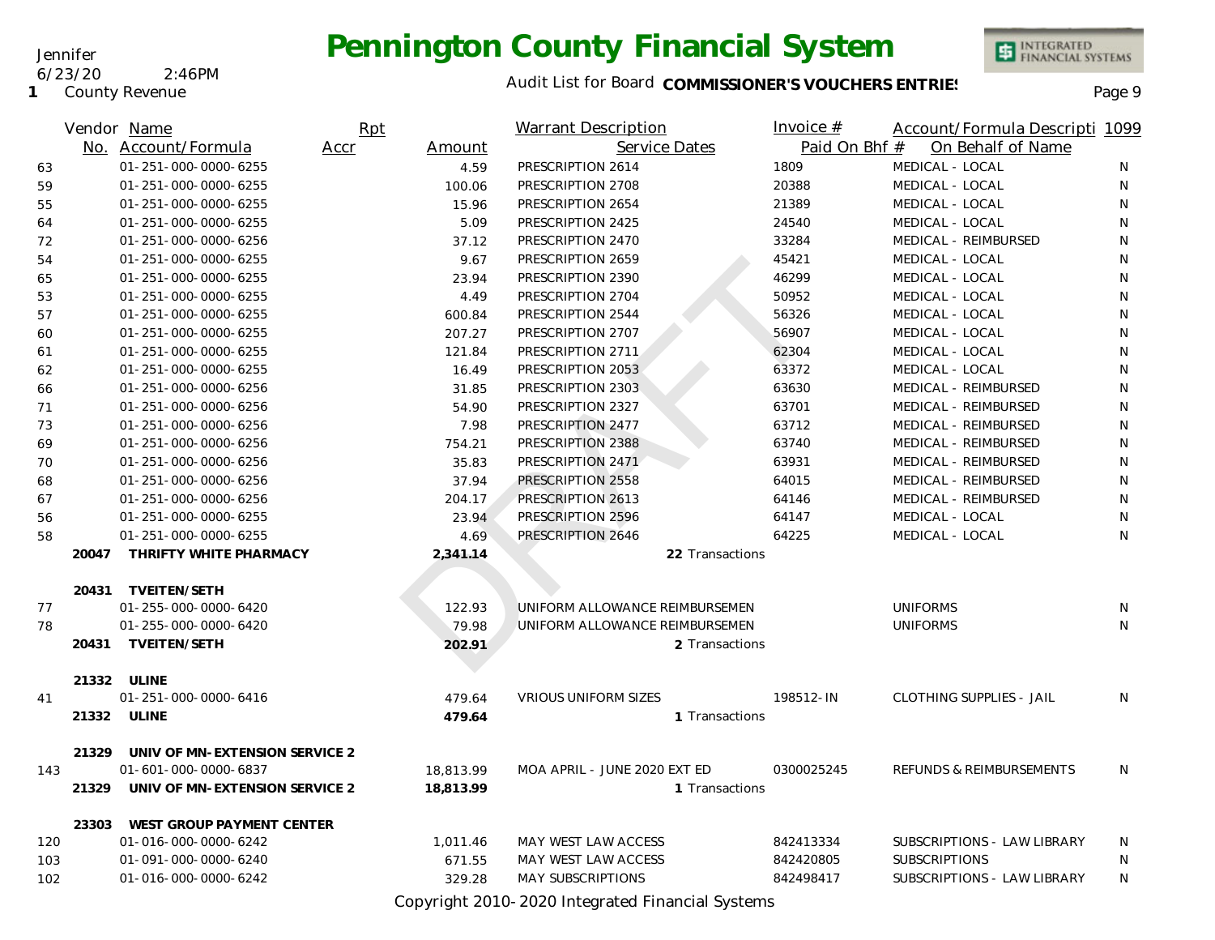# Pennington County Financial System

Jennifer
6/23/20 2:46PM
1 County Revenue

Audit List for Board **COMMISSIONER'S VOUCHERS ENTRIES**

| | Vendor No. | Name / Account/Formula | Rpt Accr | Amount | Warrant Description / Service Dates | Invoice # / Paid On Bhf # | Account/Formula Description / On Behalf of Name | 1099 |
|---|---|---|---|---|---|---|---|---|
| 63 | | 01-251-000-0000-6255 | | 4.59 | PRESCRIPTION 2614 | 1809 | MEDICAL - LOCAL | N |
| 59 | | 01-251-000-0000-6255 | | 100.06 | PRESCRIPTION 2708 | 20388 | MEDICAL - LOCAL | N |
| 55 | | 01-251-000-0000-6255 | | 15.96 | PRESCRIPTION 2654 | 21389 | MEDICAL - LOCAL | N |
| 64 | | 01-251-000-0000-6255 | | 5.09 | PRESCRIPTION 2425 | 24540 | MEDICAL - LOCAL | N |
| 72 | | 01-251-000-0000-6256 | | 37.12 | PRESCRIPTION 2470 | 33284 | MEDICAL - REIMBURSED | N |
| 54 | | 01-251-000-0000-6255 | | 9.67 | PRESCRIPTION 2659 | 45421 | MEDICAL - LOCAL | N |
| 65 | | 01-251-000-0000-6255 | | 23.94 | PRESCRIPTION 2390 | 46299 | MEDICAL - LOCAL | N |
| 53 | | 01-251-000-0000-6255 | | 4.49 | PRESCRIPTION 2704 | 50952 | MEDICAL - LOCAL | N |
| 57 | | 01-251-000-0000-6255 | | 600.84 | PRESCRIPTION 2544 | 56326 | MEDICAL - LOCAL | N |
| 60 | | 01-251-000-0000-6255 | | 207.27 | PRESCRIPTION 2707 | 56907 | MEDICAL - LOCAL | N |
| 61 | | 01-251-000-0000-6255 | | 121.84 | PRESCRIPTION 2711 | 62304 | MEDICAL - LOCAL | N |
| 62 | | 01-251-000-0000-6255 | | 16.49 | PRESCRIPTION 2053 | 63372 | MEDICAL - LOCAL | N |
| 66 | | 01-251-000-0000-6256 | | 31.85 | PRESCRIPTION 2303 | 63630 | MEDICAL - REIMBURSED | N |
| 71 | | 01-251-000-0000-6256 | | 54.90 | PRESCRIPTION 2327 | 63701 | MEDICAL - REIMBURSED | N |
| 73 | | 01-251-000-0000-6256 | | 7.98 | PRESCRIPTION 2477 | 63712 | MEDICAL - REIMBURSED | N |
| 69 | | 01-251-000-0000-6256 | | 754.21 | PRESCRIPTION 2388 | 63740 | MEDICAL - REIMBURSED | N |
| 70 | | 01-251-000-0000-6256 | | 35.83 | PRESCRIPTION 2471 | 63931 | MEDICAL - REIMBURSED | N |
| 68 | | 01-251-000-0000-6256 | | 37.94 | PRESCRIPTION 2558 | 64015 | MEDICAL - REIMBURSED | N |
| 67 | | 01-251-000-0000-6256 | | 204.17 | PRESCRIPTION 2613 | 64146 | MEDICAL - REIMBURSED | N |
| 56 | | 01-251-000-0000-6255 | | 23.94 | PRESCRIPTION 2596 | 64147 | MEDICAL - LOCAL | N |
| 58 | | 01-251-000-0000-6255 | | 4.69 | PRESCRIPTION 2646 | 64225 | MEDICAL - LOCAL | N |
| | **20047** | **THRIFTY WHITE PHARMACY** | | **2,341.14** | 22 Transactions | | | |
| | **20431** | **TVEITEN/SETH** | | | | | | |
| 77 | | 01-255-000-0000-6420 | | 122.93 | UNIFORM ALLOWANCE REIMBURSEMEN | | UNIFORMS | N |
| 78 | | 01-255-000-0000-6420 | | 79.98 | UNIFORM ALLOWANCE REIMBURSEMEN | | UNIFORMS | N |
| | **20431** | **TVEITEN/SETH** | | **202.91** | 2 Transactions | | | |
| | **21332** | **ULINE** | | | | | | |
| 41 | | 01-251-000-0000-6416 | | 479.64 | VRIOUS UNIFORM SIZES | 198512-IN | CLOTHING SUPPLIES - JAIL | N |
| | **21332** | **ULINE** | | **479.64** | 1 Transactions | | | |
| | **21329** | **UNIV OF MN-EXTENSION SERVICE 2** | | | | | | |
| 143 | | 01-601-000-0000-6837 | | 18,813.99 | MOA APRIL - JUNE 2020 EXT ED | 0300025245 | REFUNDS & REIMBURSEMENTS | N |
| | **21329** | **UNIV OF MN-EXTENSION SERVICE 2** | | **18,813.99** | 1 Transactions | | | |
| | **23303** | **WEST GROUP PAYMENT CENTER** | | | | | | |
| 120 | | 01-016-000-0000-6242 | | 1,011.46 | MAY WEST LAW ACCESS | 842413334 | SUBSCRIPTIONS - LAW LIBRARY | N |
| 103 | | 01-091-000-0000-6240 | | 671.55 | MAY WEST LAW ACCESS | 842420805 | SUBSCRIPTIONS | N |
| 102 | | 01-016-000-0000-6242 | | 329.28 | MAY SUBSCRIPTIONS | 842498417 | SUBSCRIPTIONS - LAW LIBRARY | N |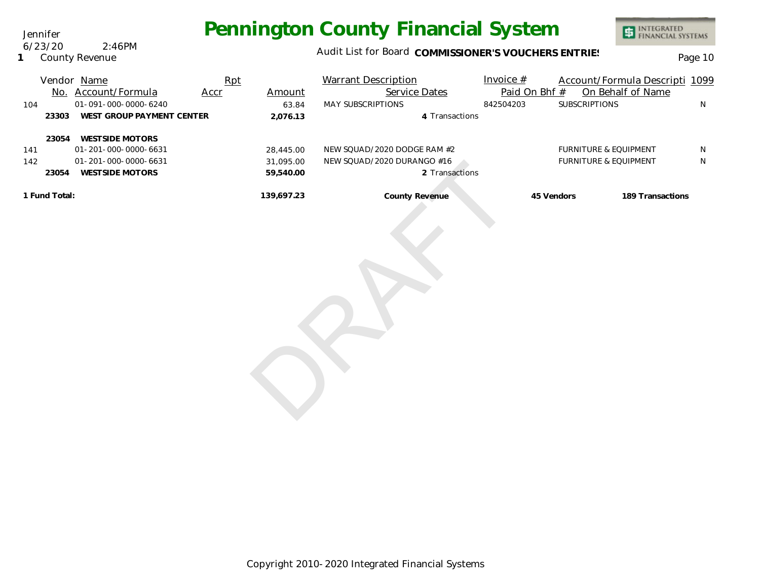# Pennington County Financial System

Jennifer
6/23/20 2:46PM
**1** County Revenue

Audit List for Board **COMMISSIONER'S VOUCHERS ENTRIES**

| | Vendor No. | Name / Account/Formula | Rpt Accr | Amount | Warrant Description | Service Dates | Invoice # / Paid On Bhf # | Account/Formula Descripti / On Behalf of Name | 1099 |
|---|---|---|---|---|---|---|---|---|---|
| 104 | | 01-091-000-0000-6240 | | 63.84 | MAY SUBSCRIPTIONS | | 842504203 | SUBSCRIPTIONS | N |
| | **23303** | **WEST GROUP PAYMENT CENTER** | | **2,076.13** | | 4 Transactions | | | |
| | **23054** | **WESTSIDE MOTORS** | | | | | | | |
| 141 | | 01-201-000-0000-6631 | | 28,445.00 | NEW SQUAD/2020 DODGE RAM #2 | | | FURNITURE & EQUIPMENT | N |
| 142 | | 01-201-000-0000-6631 | | 31,095.00 | NEW SQUAD/2020 DURANGO #16 | | | FURNITURE & EQUIPMENT | N |
| | **23054** | **WESTSIDE MOTORS** | | **59,540.00** | | 2 Transactions | | | |
| **1 Fund Total:** | | | | **139,697.23** | **County Revenue** | | **45 Vendors** | **189 Transactions** | |

DRAFT

Copyright 2010-2020 Integrated Financial Systems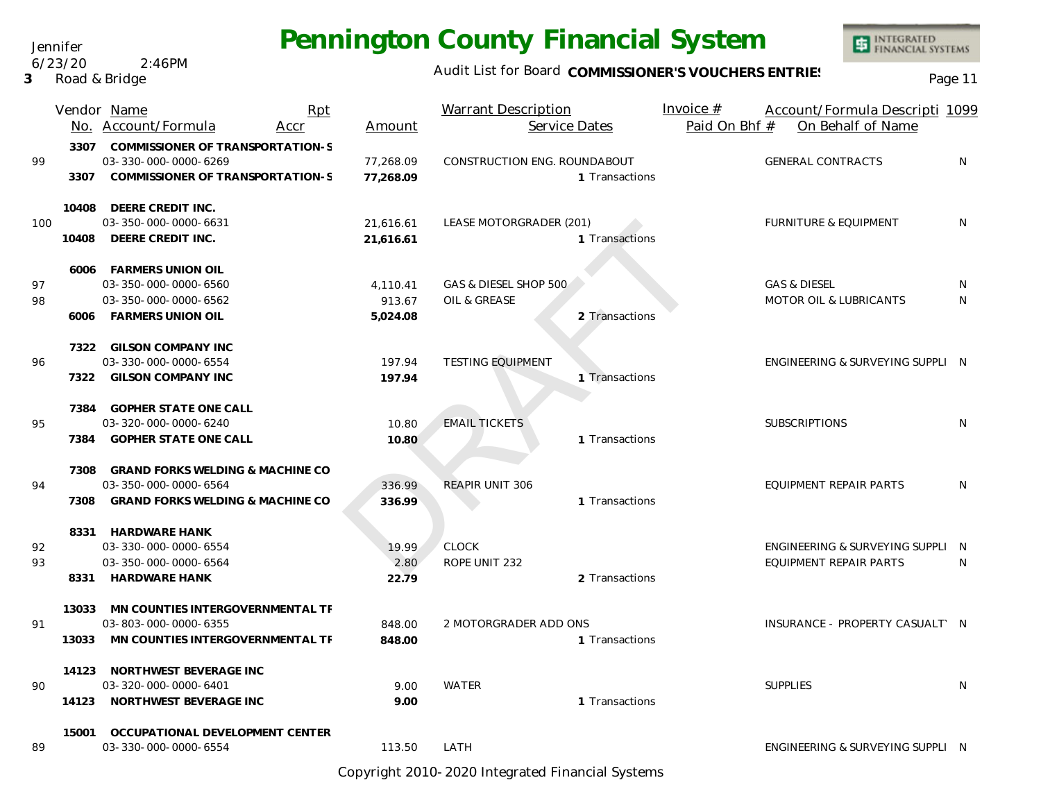Jennifer
6/23/20 2:46PM
**3** Road & Bridge

# Pennington County Financial System

Audit List for Board **COMMISSIONER'S VOUCHERS ENTRIES**

| | Vendor No. | Name / Account/Formula | Rpt Accr | Amount | Warrant Description | Service Dates | Invoice # / Paid On Bhf # | Account/Formula Description / On Behalf of Name | 1099 |
|---|---|---|---|---|---|---|---|---|---|
| | 3307 | **COMMISSIONER OF TRANSPORTATION-S** | | | | | | | |
| 99 | | 03-330-000-0000-6269 | | 77,268.09 | CONSTRUCTION ENG. ROUNDABOUT | | | GENERAL CONTRACTS | N |
| | 3307 | **COMMISSIONER OF TRANSPORTATION-S** | | **77,268.09** | | 1 Transactions | | | |
| | 10408 | **DEERE CREDIT INC.** | | | | | | | |
| 100 | | 03-350-000-0000-6631 | | 21,616.61 | LEASE MOTORGRADER (201) | | | FURNITURE & EQUIPMENT | N |
| | 10408 | **DEERE CREDIT INC.** | | **21,616.61** | | 1 Transactions | | | |
| | 6006 | **FARMERS UNION OIL** | | | | | | | |
| 97 | | 03-350-000-0000-6560 | | 4,110.41 | GAS & DIESEL SHOP 500 | | | GAS & DIESEL | N |
| 98 | | 03-350-000-0000-6562 | | 913.67 | OIL & GREASE | | | MOTOR OIL & LUBRICANTS | N |
| | 6006 | **FARMERS UNION OIL** | | **5,024.08** | | 2 Transactions | | | |
| | 7322 | **GILSON COMPANY INC** | | | | | | | |
| 96 | | 03-330-000-0000-6554 | | 197.94 | TESTING EQUIPMENT | | | ENGINEERING & SURVEYING SUPPLI | N |
| | 7322 | **GILSON COMPANY INC** | | **197.94** | | 1 Transactions | | | |
| | 7384 | **GOPHER STATE ONE CALL** | | | | | | | |
| 95 | | 03-320-000-0000-6240 | | 10.80 | EMAIL TICKETS | | | SUBSCRIPTIONS | N |
| | 7384 | **GOPHER STATE ONE CALL** | | **10.80** | | 1 Transactions | | | |
| | 7308 | **GRAND FORKS WELDING & MACHINE CO** | | | | | | | |
| 94 | | 03-350-000-0000-6564 | | 336.99 | REAPIR UNIT 306 | | | EQUIPMENT REPAIR PARTS | N |
| | 7308 | **GRAND FORKS WELDING & MACHINE CO** | | **336.99** | | 1 Transactions | | | |
| | 8331 | **HARDWARE HANK** | | | | | | | |
| 92 | | 03-330-000-0000-6554 | | 19.99 | CLOCK | | | ENGINEERING & SURVEYING SUPPLI | N |
| 93 | | 03-350-000-0000-6564 | | 2.80 | ROPE UNIT 232 | | | EQUIPMENT REPAIR PARTS | N |
| | 8331 | **HARDWARE HANK** | | **22.79** | | 2 Transactions | | | |
| | 13033 | **MN COUNTIES INTERGOVERNMENTAL TF** | | | | | | | |
| 91 | | 03-803-000-0000-6355 | | 848.00 | 2 MOTORGRADER ADD ONS | | | INSURANCE - PROPERTY CASUALTY | N |
| | 13033 | **MN COUNTIES INTERGOVERNMENTAL TF** | | **848.00** | | 1 Transactions | | | |
| | 14123 | **NORTHWEST BEVERAGE INC** | | | | | | | |
| 90 | | 03-320-000-0000-6401 | | 9.00 | WATER | | | SUPPLIES | N |
| | 14123 | **NORTHWEST BEVERAGE INC** | | **9.00** | | 1 Transactions | | | |
| | 15001 | **OCCUPATIONAL DEVELOPMENT CENTER** | | | | | | | |
| 89 | | 03-330-000-0000-6554 | | 113.50 | LATH | | | ENGINEERING & SURVEYING SUPPLI | N |

Copyright 2010-2020 Integrated Financial Systems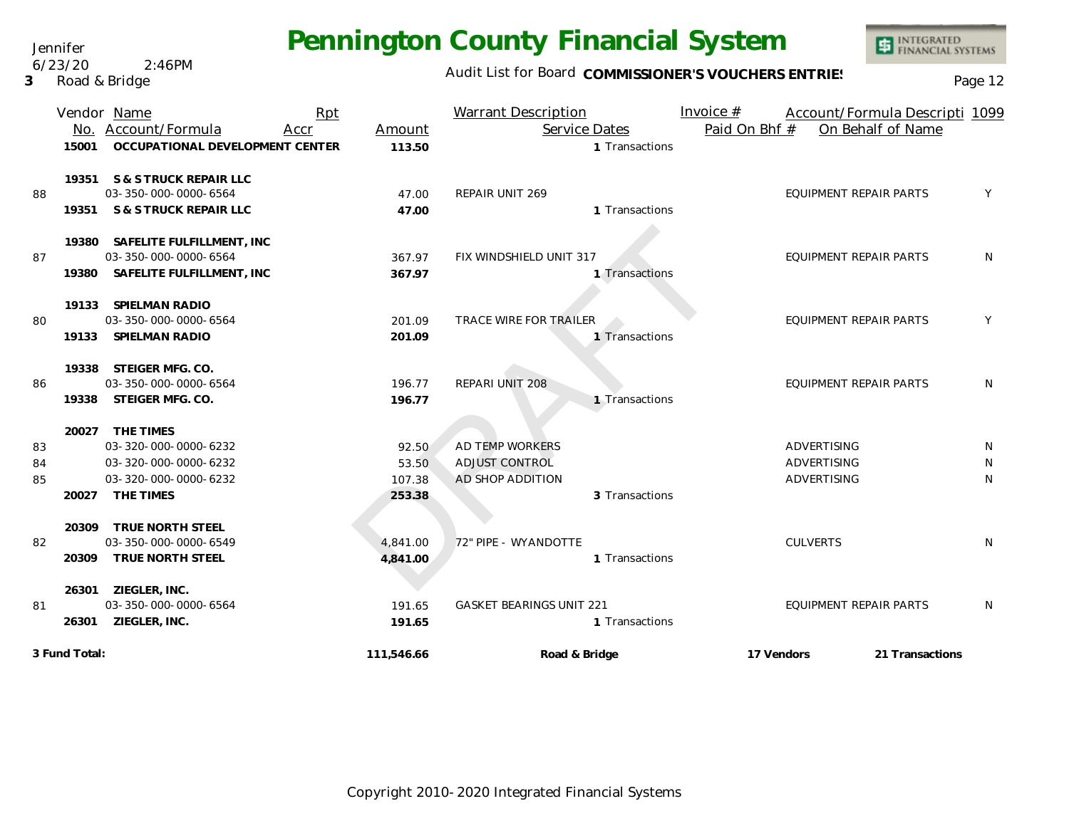Jennifer
6/23/20 2:46PM
3 Road & Bridge

# Pennington County Financial System

Audit List for Board **COMMISSIONER'S VOUCHERS ENTRIES**

| | Vendor No. | Name / Account/Formula | Rpt Accr | Amount | Warrant Description | Service Dates | Invoice # / Paid On Bhf # | Account/Formula Description / On Behalf of Name | 1099 |
|---|---|---|---|---|---|---|---|---|---|
| | **15001** | **OCCUPATIONAL DEVELOPMENT CENTER** | | **113.50** | | 1 Transactions | | | |
| | 19351 | S & S TRUCK REPAIR LLC | | | | | | | |
| 88 | | 03-350-000-0000-6564 | | 47.00 | REPAIR UNIT 269 | | | EQUIPMENT REPAIR PARTS | Y |
| | **19351** | **S & S TRUCK REPAIR LLC** | | **47.00** | | 1 Transactions | | | |
| | 19380 | SAFELITE FULFILLMENT, INC | | | | | | | |
| 87 | | 03-350-000-0000-6564 | | 367.97 | FIX WINDSHIELD UNIT 317 | | | EQUIPMENT REPAIR PARTS | N |
| | **19380** | **SAFELITE FULFILLMENT, INC** | | **367.97** | | 1 Transactions | | | |
| | 19133 | SPIELMAN RADIO | | | | | | | |
| 80 | | 03-350-000-0000-6564 | | 201.09 | TRACE WIRE FOR TRAILER | | | EQUIPMENT REPAIR PARTS | Y |
| | **19133** | **SPIELMAN RADIO** | | **201.09** | | 1 Transactions | | | |
| | 19338 | STEIGER MFG. CO. | | | | | | | |
| 86 | | 03-350-000-0000-6564 | | 196.77 | REPARI UNIT 208 | | | EQUIPMENT REPAIR PARTS | N |
| | **19338** | **STEIGER MFG. CO.** | | **196.77** | | 1 Transactions | | | |
| | 20027 | THE TIMES | | | | | | | |
| 83 | | 03-320-000-0000-6232 | | 92.50 | AD TEMP WORKERS | | | ADVERTISING | N |
| 84 | | 03-320-000-0000-6232 | | 53.50 | ADJUST CONTROL | | | ADVERTISING | N |
| 85 | | 03-320-000-0000-6232 | | 107.38 | AD SHOP ADDITION | | | ADVERTISING | N |
| | **20027** | **THE TIMES** | | **253.38** | | 3 Transactions | | | |
| | 20309 | TRUE NORTH STEEL | | | | | | | |
| 82 | | 03-350-000-0000-6549 | | 4,841.00 | 72" PIPE - WYANDOTTE | | | CULVERTS | N |
| | **20309** | **TRUE NORTH STEEL** | | **4,841.00** | | 1 Transactions | | | |
| | 26301 | ZIEGLER, INC. | | | | | | | |
| 81 | | 03-350-000-0000-6564 | | 191.65 | GASKET BEARINGS UNIT 221 | | | EQUIPMENT REPAIR PARTS | N |
| | **26301** | **ZIEGLER, INC.** | | **191.65** | | 1 Transactions | | | |
| **3 Fund Total:** | | | | **111,546.66** | **Road & Bridge** | | **17 Vendors** | **21 Transactions** | |

DRAFT

Copyright 2010-2020 Integrated Financial Systems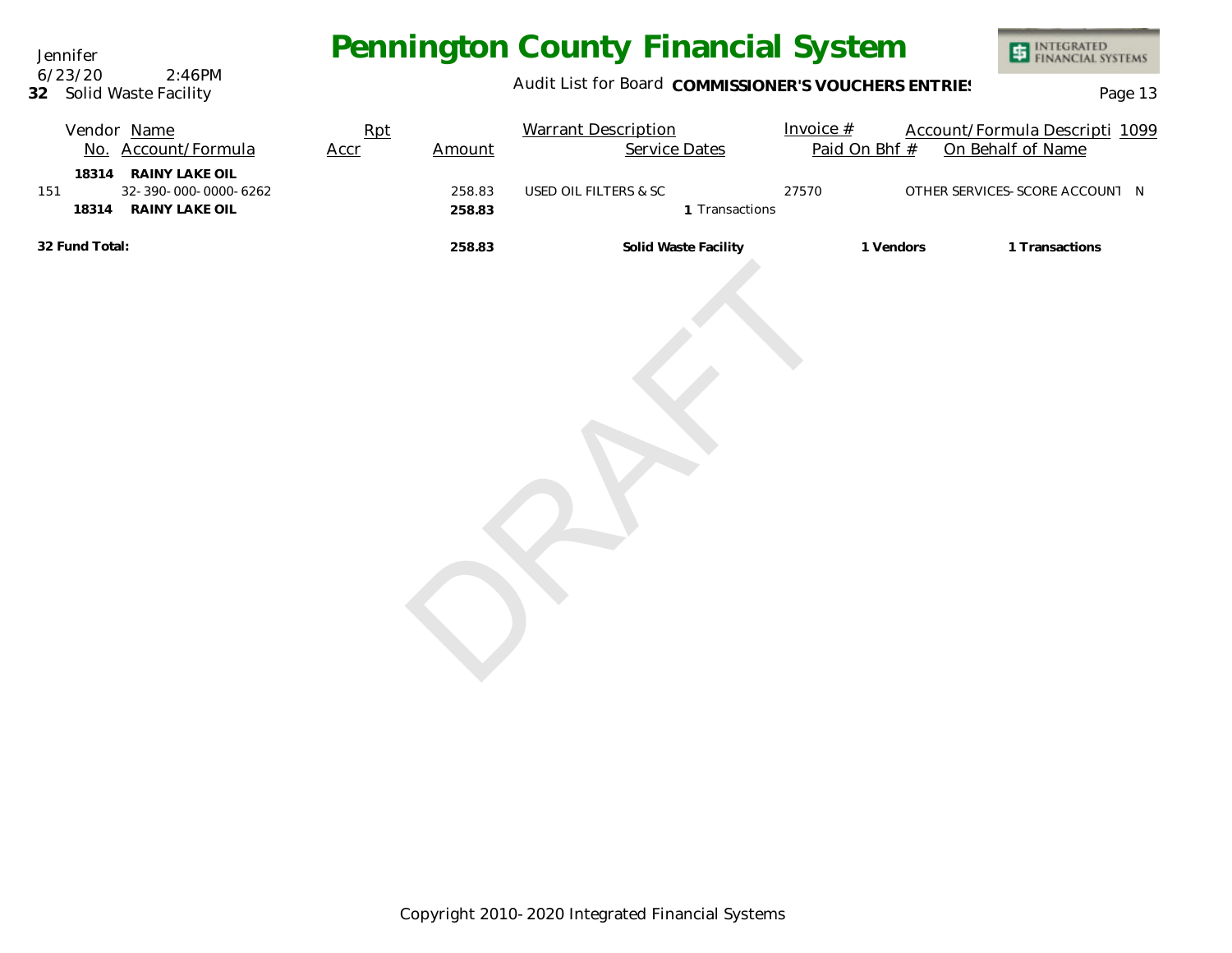# Pennington County Financial System

Jennifer
6/23/20 2:46PM
**32** Solid Waste Facility

Audit List for Board **COMMISSIONER'S VOUCHERS ENTRIES**

| Vendor No. | Name / Account/Formula | Rpt Accr | Amount | Warrant Description / Service Dates | Invoice # / Paid On Bhf # | Account/Formula Descripti / On Behalf of Name | 1099 |
|---|---|---|---|---|---|---|---|
| **18314** | **RAINY LAKE OIL** | | | | | | |
| 151 | 32-390-000-0000-6262 | | 258.83 | USED OIL FILTERS & SC | 27570 | OTHER SERVICES-SCORE ACCOUNT | N |
| **18314** | **RAINY LAKE OIL** | | **258.83** | **1** Transactions | | | |
| **32 Fund Total:** | | | **258.83** | **Solid Waste Facility** | **1 Vendors** | **1 Transactions** | |

DRAFT

Copyright 2010-2020 Integrated Financial Systems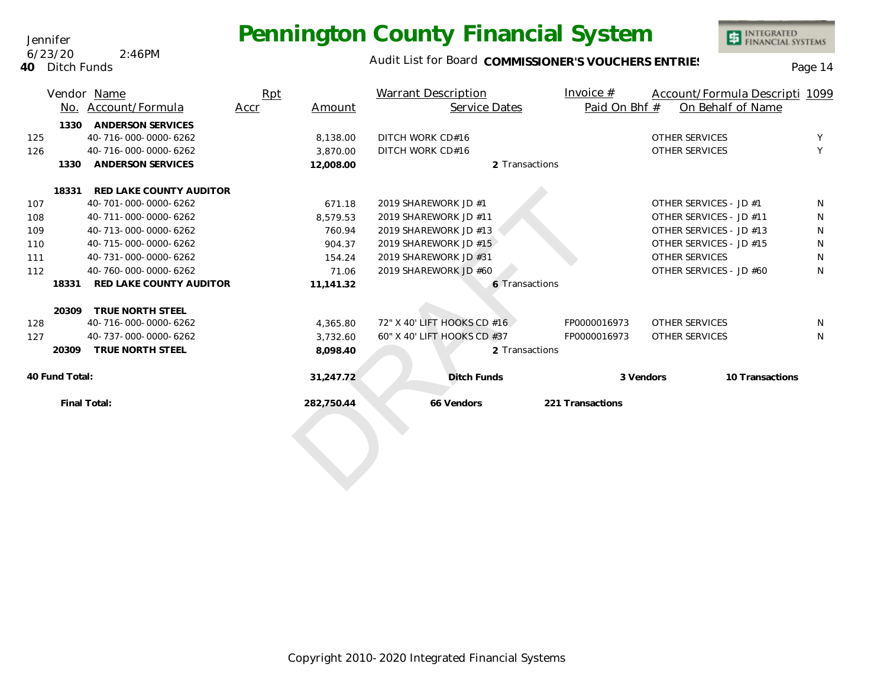# Pennington County Financial System

Jennifer
6/23/20 2:46PM

**40** Ditch Funds

Audit List for Board **COMMISSIONER'S VOUCHERS ENTRIES**

| | Vendor No. | Name / Account/Formula | Rpt Accr | Amount | Warrant Description / Service Dates | Invoice # / Paid On Bhf # | Account/Formula Description / On Behalf of Name | 1099 |
|---|---|---|---|---|---|---|---|---|
| | 1330 | **ANDERSON SERVICES** | | | | | | |
| 125 | | 40-716-000-0000-6262 | | 8,138.00 | DITCH WORK CD#16 | | OTHER SERVICES | Y |
| 126 | | 40-716-000-0000-6262 | | 3,870.00 | DITCH WORK CD#16 | | OTHER SERVICES | Y |
| | 1330 | **ANDERSON SERVICES** | | **12,008.00** | 2 Transactions | | | |
| | 18331 | **RED LAKE COUNTY AUDITOR** | | | | | | |
| 107 | | 40-701-000-0000-6262 | | 671.18 | 2019 SHAREWORK JD #1 | | OTHER SERVICES - JD #1 | N |
| 108 | | 40-711-000-0000-6262 | | 8,579.53 | 2019 SHAREWORK JD #11 | | OTHER SERVICES - JD #11 | N |
| 109 | | 40-713-000-0000-6262 | | 760.94 | 2019 SHAREWORK JD #13 | | OTHER SERVICES - JD #13 | N |
| 110 | | 40-715-000-0000-6262 | | 904.37 | 2019 SHAREWORK JD #15 | | OTHER SERVICES - JD #15 | N |
| 111 | | 40-731-000-0000-6262 | | 154.24 | 2019 SHAREWORK JD #31 | | OTHER SERVICES | N |
| 112 | | 40-760-000-0000-6262 | | 71.06 | 2019 SHAREWORK JD #60 | | OTHER SERVICES - JD #60 | N |
| | 18331 | **RED LAKE COUNTY AUDITOR** | | **11,141.32** | 6 Transactions | | | |
| | 20309 | **TRUE NORTH STEEL** | | | | | | |
| 128 | | 40-716-000-0000-6262 | | 4,365.80 | 72" X 40' LIFT HOOKS CD #16 | FP0000016973 | OTHER SERVICES | N |
| 127 | | 40-737-000-0000-6262 | | 3,732.60 | 60" X 40' LIFT HOOKS CD #37 | FP0000016973 | OTHER SERVICES | N |
| | 20309 | **TRUE NORTH STEEL** | | **8,098.40** | 2 Transactions | | | |
| **40 Fund Total:** | | | | **31,247.72** | **Ditch Funds** | **3 Vendors** | **10 Transactions** | |
| | **Final Total:** | | | **282,750.44** | **66 Vendors** | **221 Transactions** | | |

Copyright 2010-2020 Integrated Financial Systems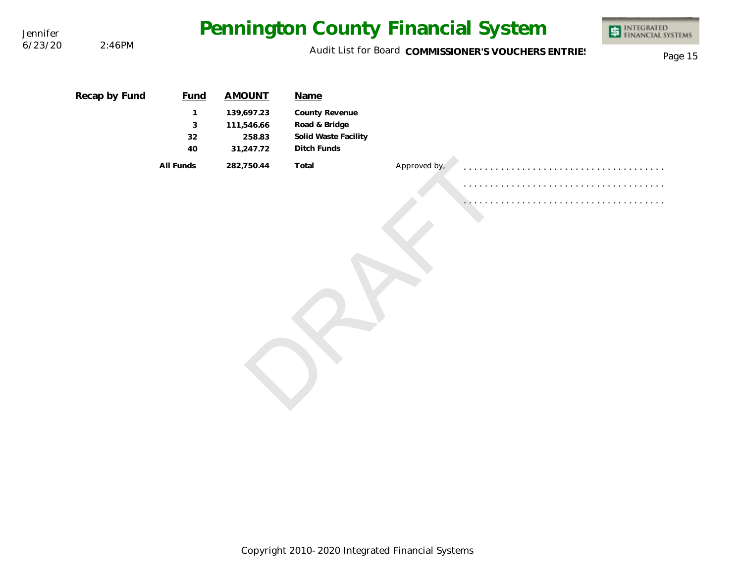**Recap by Fund**

| Fund | AMOUNT | Name |
|---|---|---|
| 1 | 139,697.23 | County Revenue |
| 3 | 111,546.66 | Road & Bridge |
| 32 | 258.83 | Solid Waste Facility |
| 40 | 31,247.72 | Ditch Funds |
| All Funds | 282,750.44 | Total |

Approved by, . . . . . . . . . . . . . . . . . . . . . . . . . . . . . . . . . . . .

. . . . . . . . . . . . . . . . . . . . . . . . . . . . . . . . . . . .

. . . . . . . . . . . . . . . . . . . . . . . . . . . . . . . . . . . .

DRAFT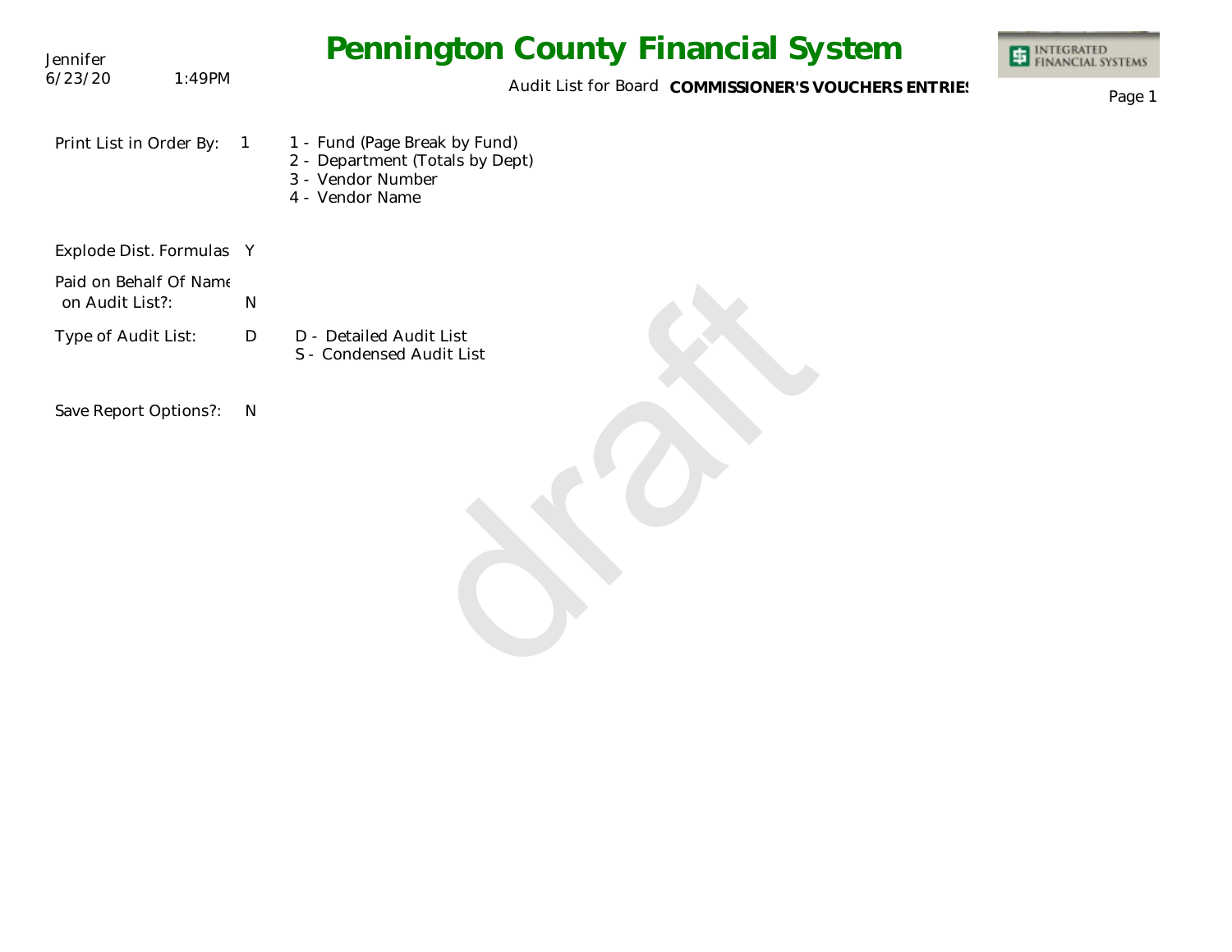# Pennington County Financial System

Jennifer
6/23/20 1:49PM

Audit List for Board **COMMISSIONER'S VOUCHERS ENTRIES**

Print List in Order By: 1

1 - Fund (Page Break by Fund)
2 - Department (Totals by Dept)
3 - Vendor Number
4 - Vendor Name

Explode Dist. Formulas Y

Paid on Behalf Of Name on Audit List?: N

Type of Audit List: D

D - Detailed Audit List
S - Condensed Audit List

Save Report Options?: N

draft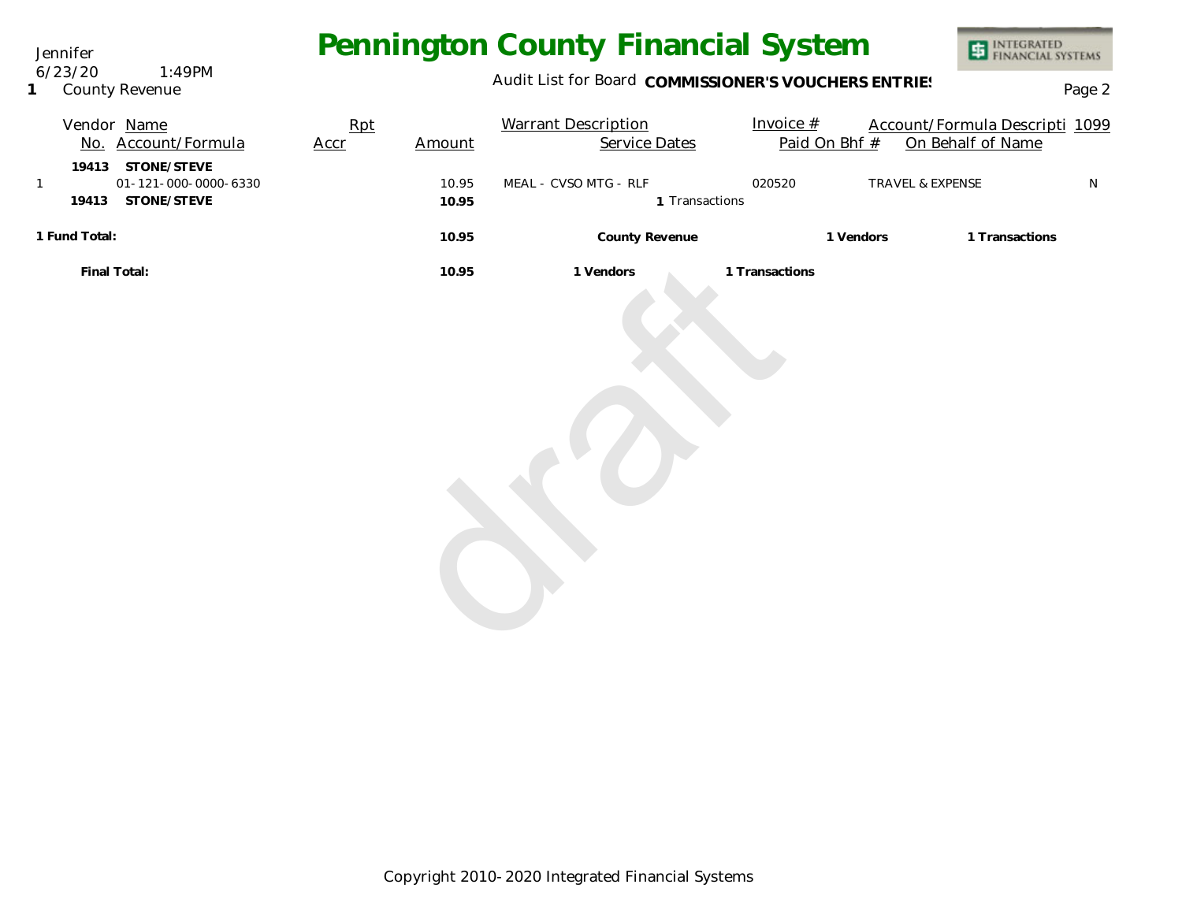Jennifer
6/23/20 1:49PM
**1** County Revenue

# Pennington County Financial System

Audit List for Board **COMMISSIONER'S VOUCHERS ENTRIES**

| | Vendor No. | Name / Account/Formula | Rpt Accr | Amount | Warrant Description | Service Dates | Invoice # | Paid On Bhf # | Account/Formula Descripti | On Behalf of Name | 1099 |
|---|---|---|---|---|---|---|---|---|---|---|---|
| | **19413** | **STONE/STEVE** | | | | | | | | | |
| 1 | | 01-121-000-0000-6330 | | 10.95 | MEAL - CVSO MTG - RLF | | 020520 | | TRAVEL & EXPENSE | | N |
| | **19413** | **STONE/STEVE** | | **10.95** | | **1** Transactions | | | | | |

| | | | | |
|---|---|---|---|---|
| **1 Fund Total:** | **10.95** | **County Revenue** | **1 Vendors** | **1 Transactions** |
| **Final Total:** | **10.95** | **1 Vendors** | **1 Transactions** | |

Copyright 2010-2020 Integrated Financial Systems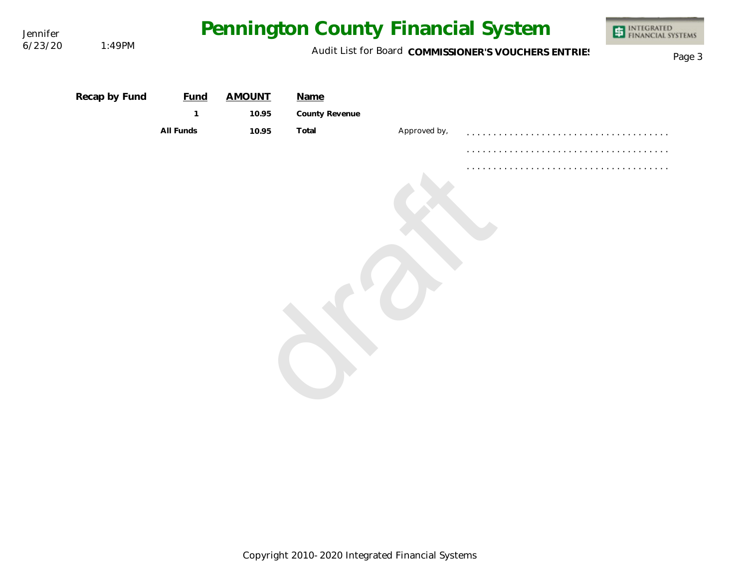# Pennington County Financial System

Audit List for Board **COMMISSIONER'S VOUCHERS ENTRIES**

| Recap by Fund | Fund | AMOUNT | Name |
|---|---|---|---|
| | 1 | 10.95 | County Revenue |
| | All Funds | 10.95 | Total |

Approved by, ......................................

......................................

......................................

draft